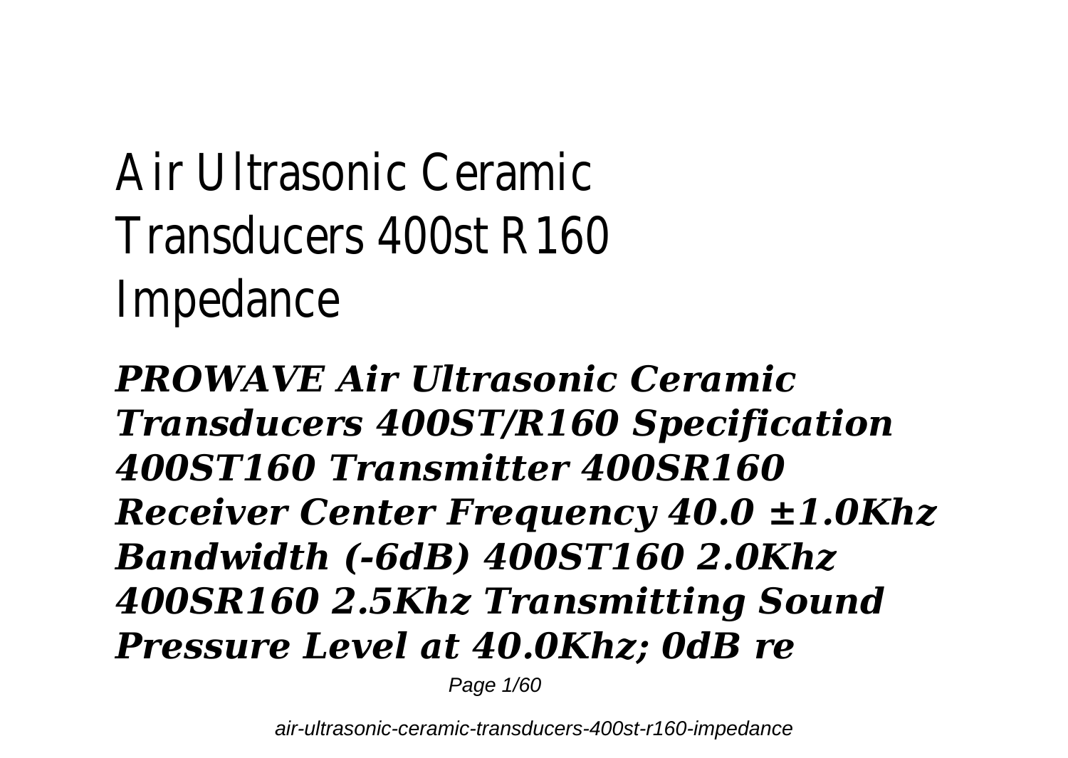# Air Ultrasonic Ceramic Transducers 400st R160 Impedance

***PROWAVE Air Ultrasonic Ceramic Transducers 400ST/R160 Specification 400ST160 Transmitter 400SR160 Receiver Center Frequency 40.0 ±1.0Khz Bandwidth (-6dB) 400ST160 2.0Khz 400SR160 2.5Khz Transmitting Sound Pressure Level at 40.0Khz; 0dB re***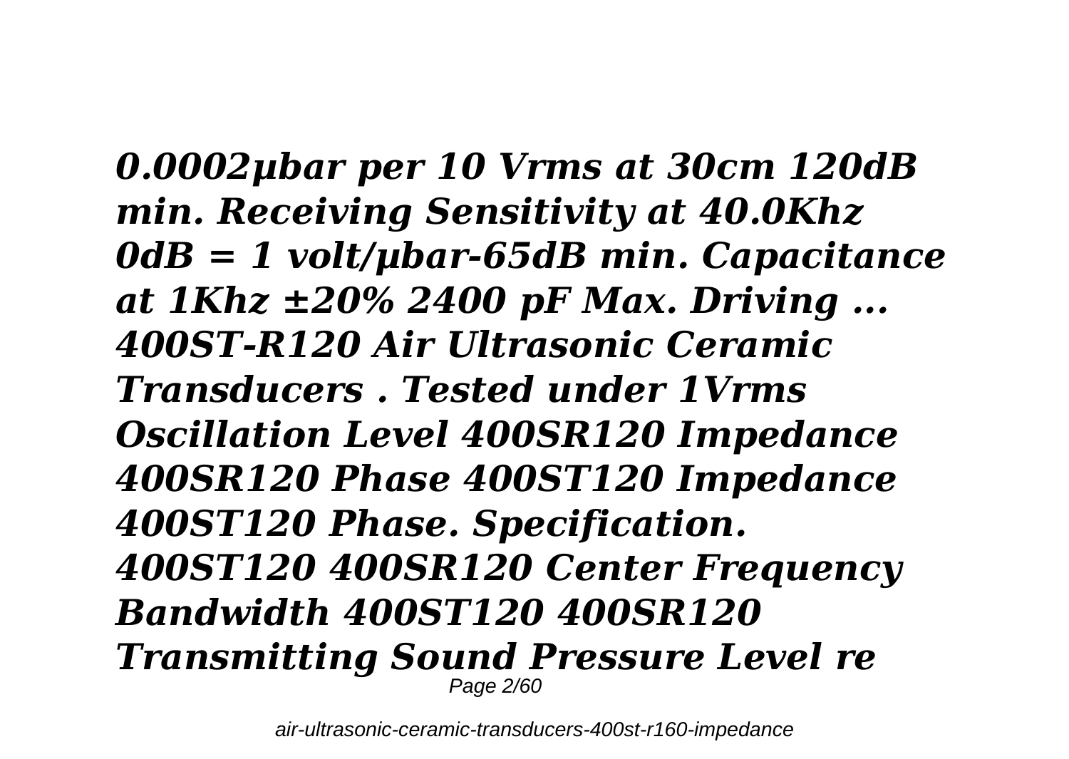*0.0002µbar per 10 Vrms at 30cm 120dB min. Receiving Sensitivity at 40.0Khz 0dB = 1 volt/µbar-65dB min. Capacitance at 1Khz ±20% 2400 pF Max. Driving ... 400ST-R120 Air Ultrasonic Ceramic Transducers . Tested under 1Vrms Oscillation Level 400SR120 Impedance 400SR120 Phase 400ST120 Impedance 400ST120 Phase. Specification. 400ST120 400SR120 Center Frequency Bandwidth 400ST120 400SR120 Transmitting Sound Pressure Level re*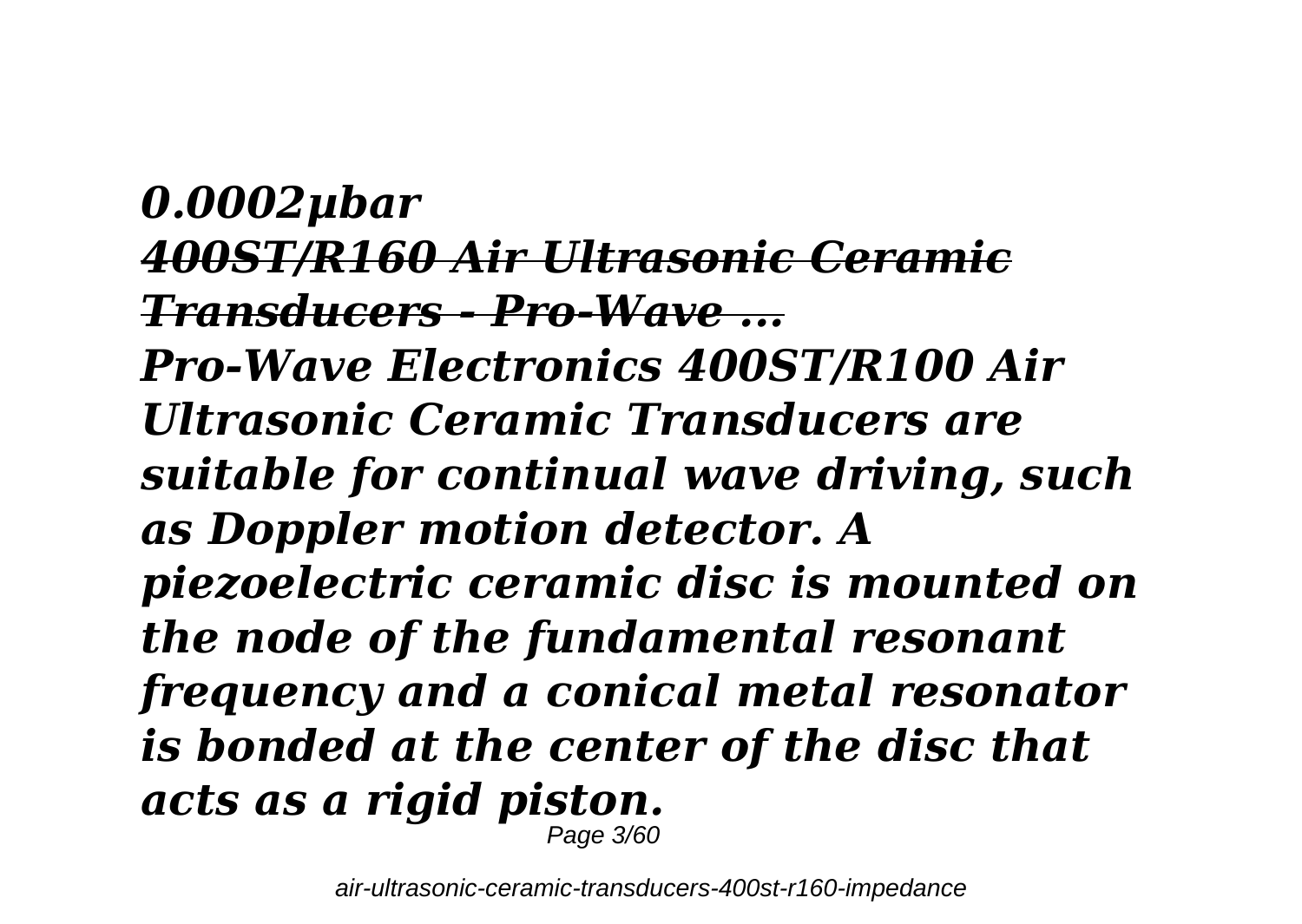***0.0002µbar***

***400ST/R160 Air Ultrasonic Ceramic Transducers - Pro-Wave ...***

***Pro-Wave Electronics 400ST/R100 Air Ultrasonic Ceramic Transducers are suitable for continual wave driving, such as Doppler motion detector. A piezoelectric ceramic disc is mounted on the node of the fundamental resonant frequency and a conical metal resonator is bonded at the center of the disc that acts as a rigid piston.***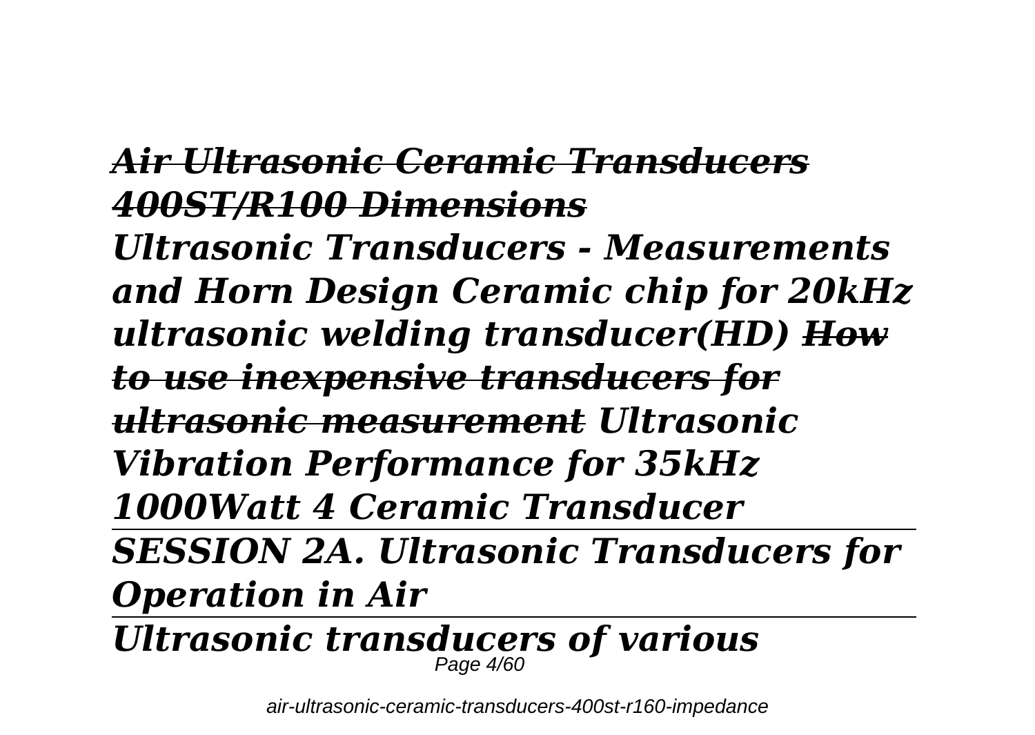***~~Air Ultrasonic Ceramic Transducers 400ST/R100 Dimensions~~***

***Ultrasonic Transducers - Measurements and Horn Design Ceramic chip for 20kHz ultrasonic welding transducer(HD)*** ***~~How to use inexpensive transducers for ultrasonic measurement~~*** ***Ultrasonic Vibration Performance for 35kHz 1000Watt 4 Ceramic Transducer***

---

***SESSION 2A. Ultrasonic Transducers for Operation in Air***

---

***Ultrasonic transducers of various***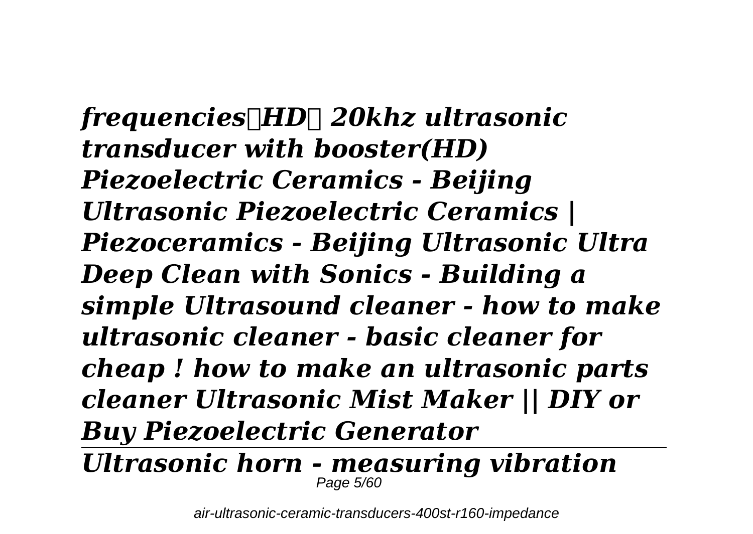***frequencies【HD】 20khz ultrasonic transducer with booster(HD) Piezoelectric Ceramics - Beijing Ultrasonic Piezoelectric Ceramics | Piezoceramics - Beijing Ultrasonic Ultra Deep Clean with Sonics - Building a simple Ultrasound cleaner - how to make ultrasonic cleaner - basic cleaner for cheap ! how to make an ultrasonic parts cleaner Ultrasonic Mist Maker || DIY or Buy Piezoelectric Generator***

---

***Ultrasonic horn - measuring vibration***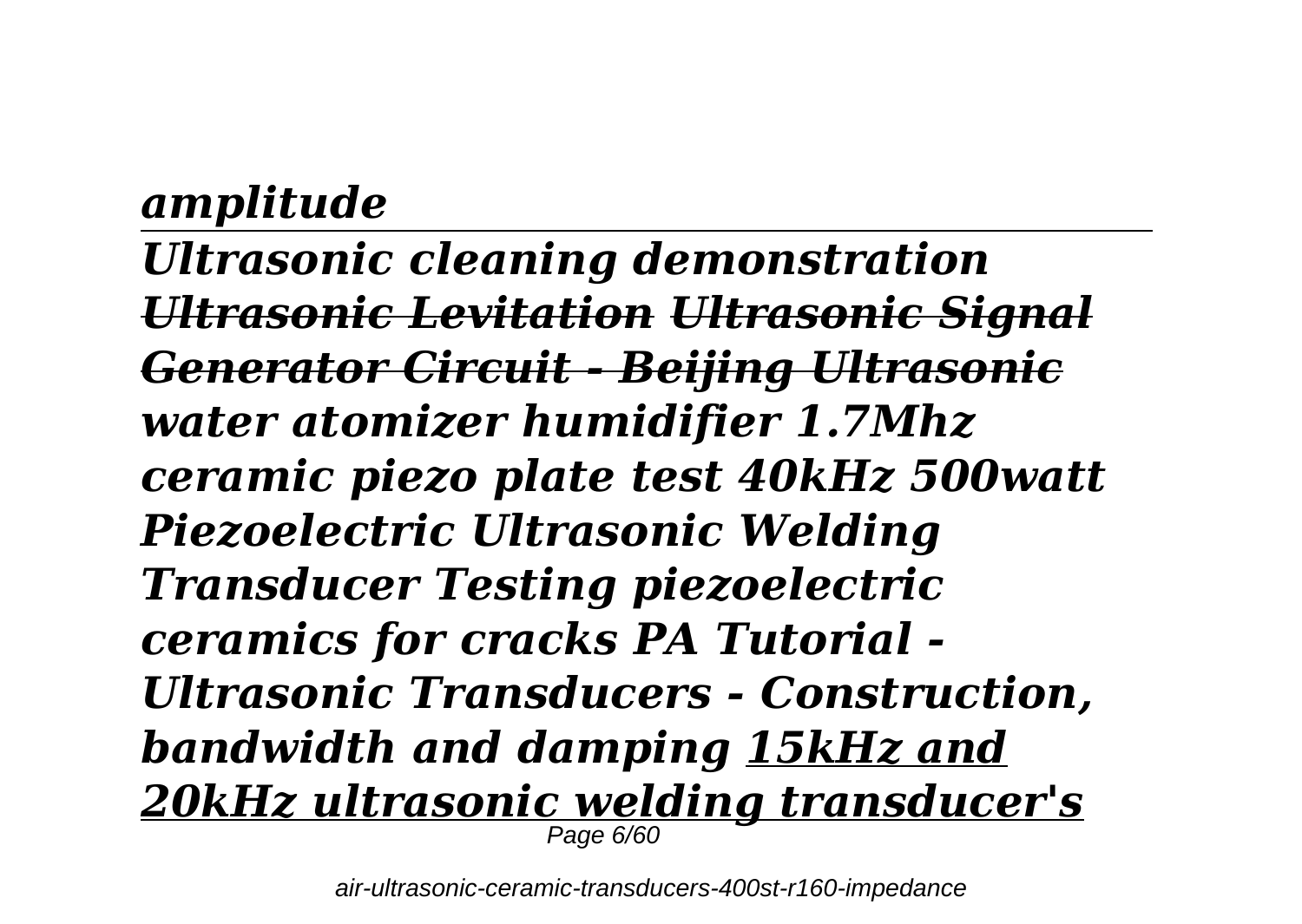***amplitude***

---

***Ultrasonic cleaning demonstration*** ~~***Ultrasonic Levitation***~~ ~~***Ultrasonic Signal Generator Circuit - Beijing Ultrasonic***~~ ***water atomizer humidifier 1.7Mhz ceramic piezo plate test 40kHz 500watt Piezoelectric Ultrasonic Welding Transducer Testing piezoelectric ceramics for cracks PA Tutorial - Ultrasonic Transducers - Construction, bandwidth and damping*** ***<u>15kHz and 20kHz ultrasonic welding transducer's</u>***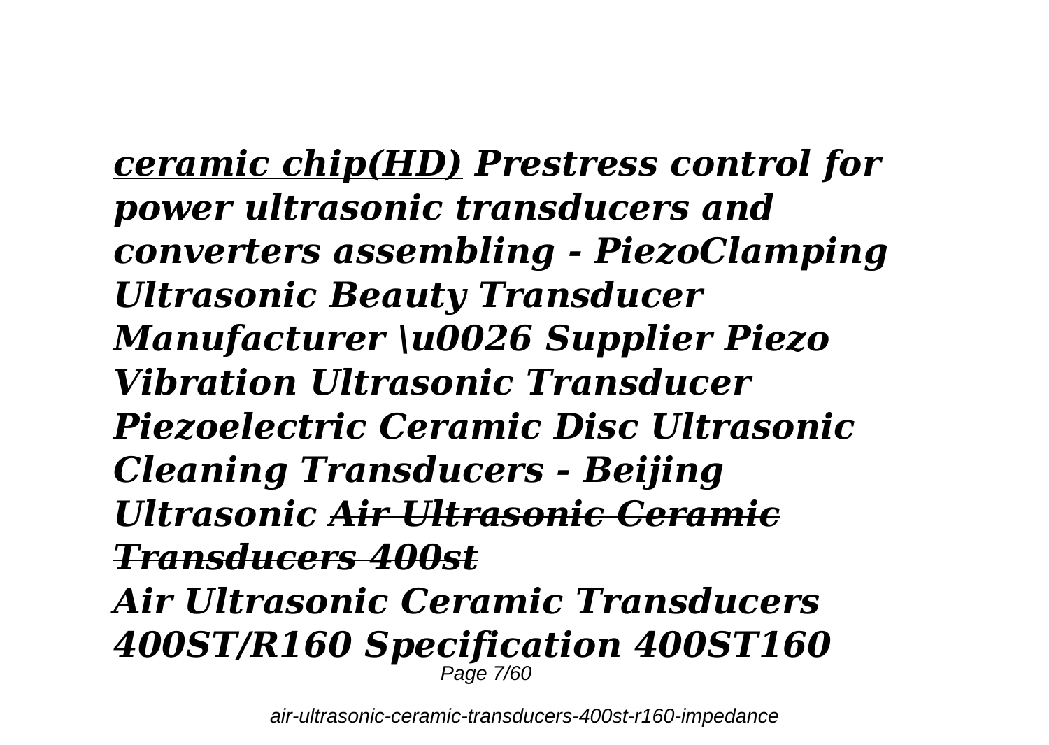*ceramic chip(HD)* ***Prestress control for power ultrasonic transducers and converters assembling - PiezoClamping Ultrasonic Beauty Transducer Manufacturer \u0026 Supplier Piezo Vibration Ultrasonic Transducer Piezoelectric Ceramic Disc Ultrasonic Cleaning Transducers - Beijing Ultrasonic*** ***~~Air Ultrasonic Ceramic Transducers 400st~~***

***Air Ultrasonic Ceramic Transducers 400ST/R160 Specification 400ST160***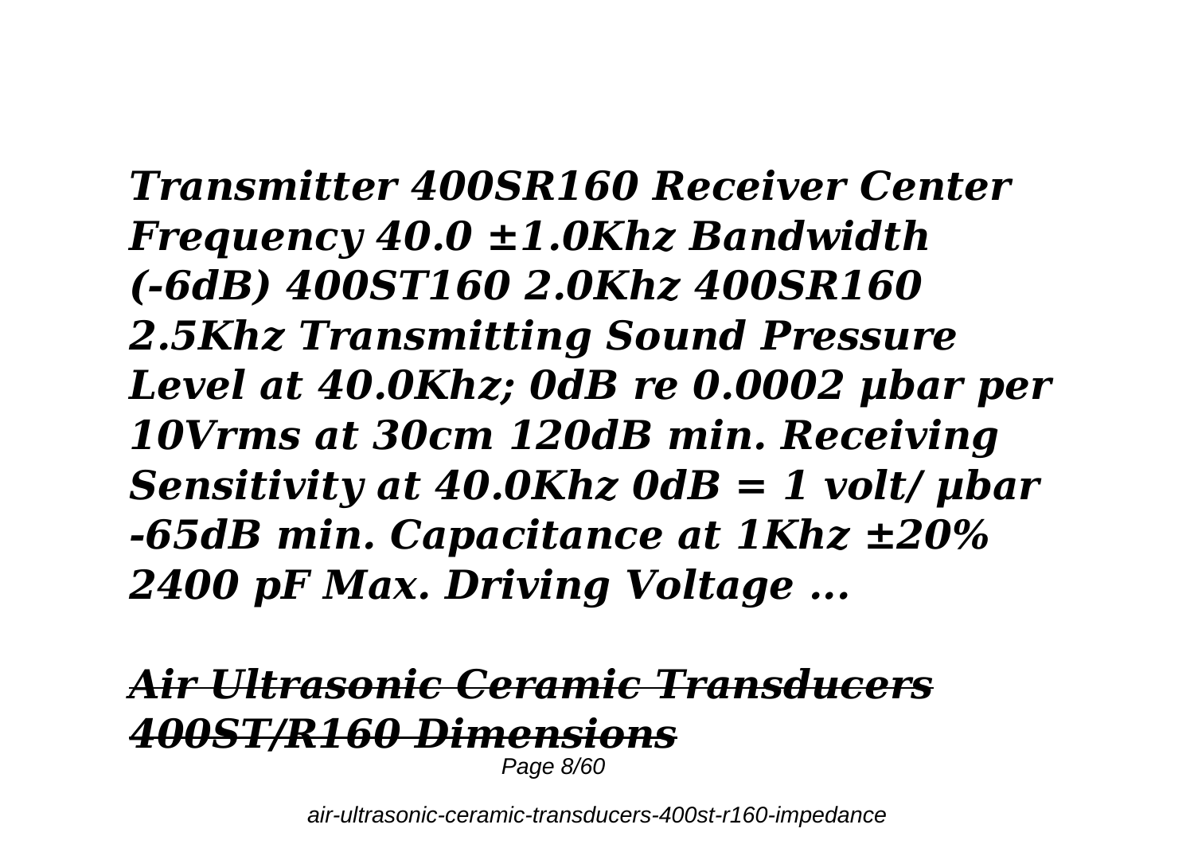***Transmitter 400SR160 Receiver Center Frequency 40.0 ±1.0Khz Bandwidth (-6dB) 400ST160 2.0Khz 400SR160 2.5Khz Transmitting Sound Pressure Level at 40.0Khz; 0dB re 0.0002 µbar per 10Vrms at 30cm 120dB min. Receiving Sensitivity at 40.0Khz 0dB = 1 volt/ µbar -65dB min. Capacitance at 1Khz ±20% 2400 pF Max. Driving Voltage ...***

## ***Air Ultrasonic Ceramic Transducers 400ST/R160 Dimensions***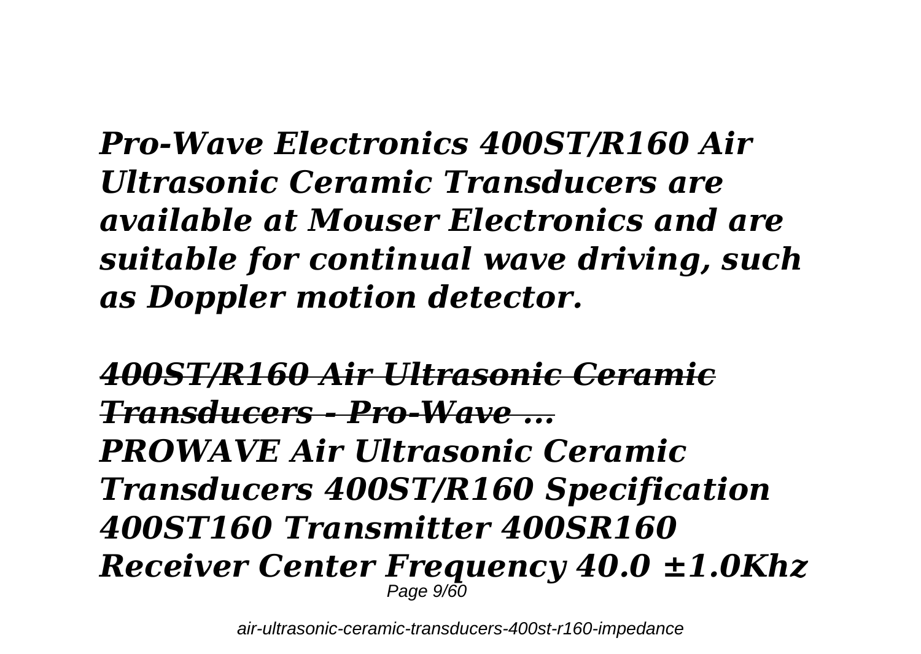***Pro-Wave Electronics 400ST/R160 Air Ultrasonic Ceramic Transducers are available at Mouser Electronics and are suitable for continual wave driving, such as Doppler motion detector.***

## *400ST/R160 Air Ultrasonic Ceramic Transducers - Pro-Wave ...*

***PROWAVE Air Ultrasonic Ceramic Transducers 400ST/R160 Specification 400ST160 Transmitter 400SR160 Receiver Center Frequency 40.0 ±1.0Khz***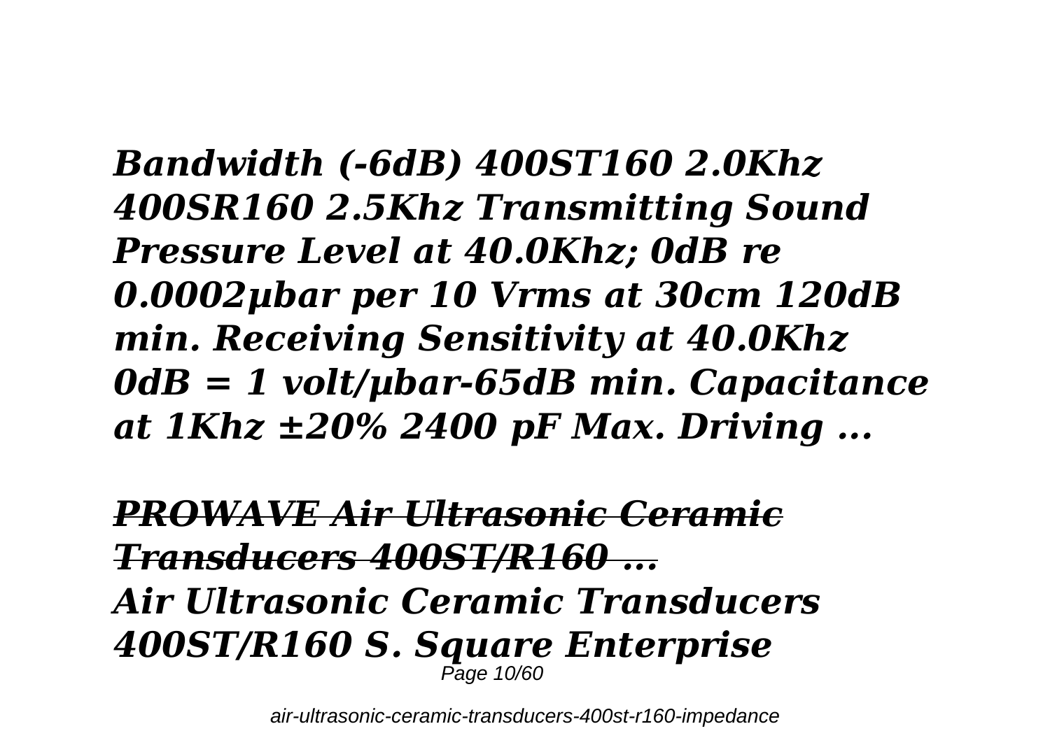*Bandwidth (-6dB) 400ST160 2.0Khz 400SR160 2.5Khz Transmitting Sound Pressure Level at 40.0Khz; 0dB re 0.0002µbar per 10 Vrms at 30cm 120dB min. Receiving Sensitivity at 40.0Khz 0dB = 1 volt/µbar-65dB min. Capacitance at 1Khz ±20% 2400 pF Max. Driving ...*

## *PROWAVE Air Ultrasonic Ceramic Transducers 400ST/R160 ...*

*Air Ultrasonic Ceramic Transducers 400ST/R160 S. Square Enterprise*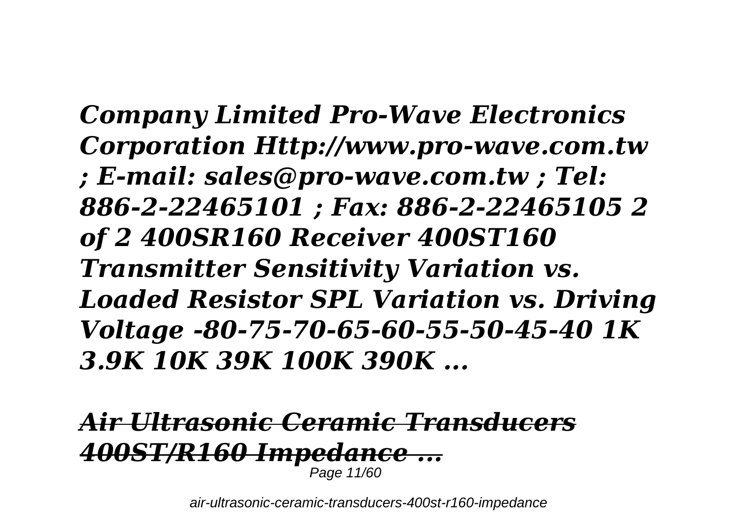***Company Limited Pro-Wave Electronics Corporation Http://www.pro-wave.com.tw ; E-mail: sales@pro-wave.com.tw ; Tel: 886-2-22465101 ; Fax: 886-2-22465105 2 of 2 400SR160 Receiver 400ST160 Transmitter Sensitivity Variation vs. Loaded Resistor SPL Variation vs. Driving Voltage -80-75-70-65-60-55-50-45-40 1K 3.9K 10K 39K 100K 390K ...***

## ***Air Ultrasonic Ceramic Transducers 400ST/R160 Impedance ...***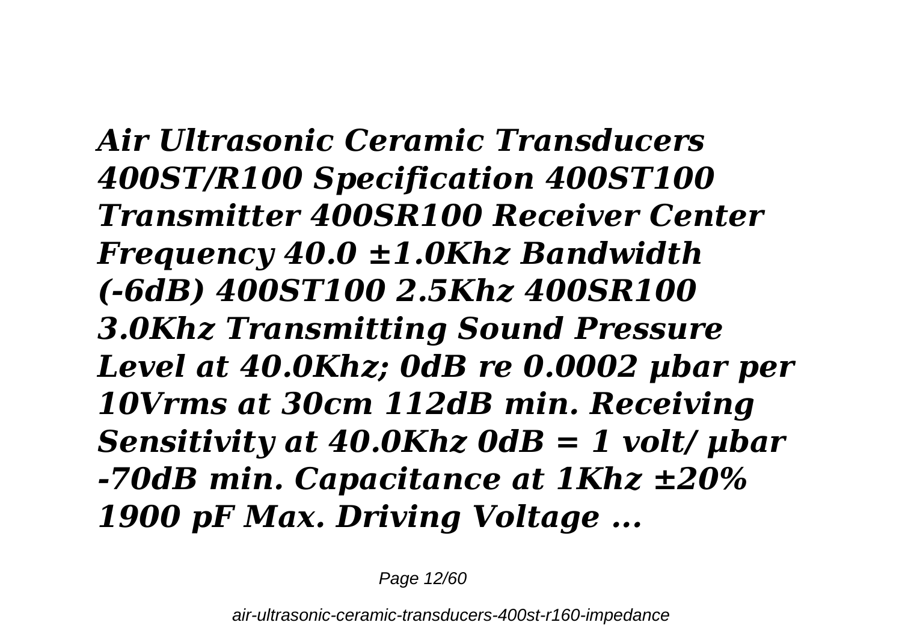***Air Ultrasonic Ceramic Transducers 400ST/R100 Specification 400ST100 Transmitter 400SR100 Receiver Center Frequency 40.0 ±1.0Khz Bandwidth (-6dB) 400ST100 2.5Khz 400SR100 3.0Khz Transmitting Sound Pressure Level at 40.0Khz; 0dB re 0.0002 µbar per 10Vrms at 30cm 112dB min. Receiving Sensitivity at 40.0Khz 0dB = 1 volt/ µbar -70dB min. Capacitance at 1Khz ±20% 1900 pF Max. Driving Voltage ...***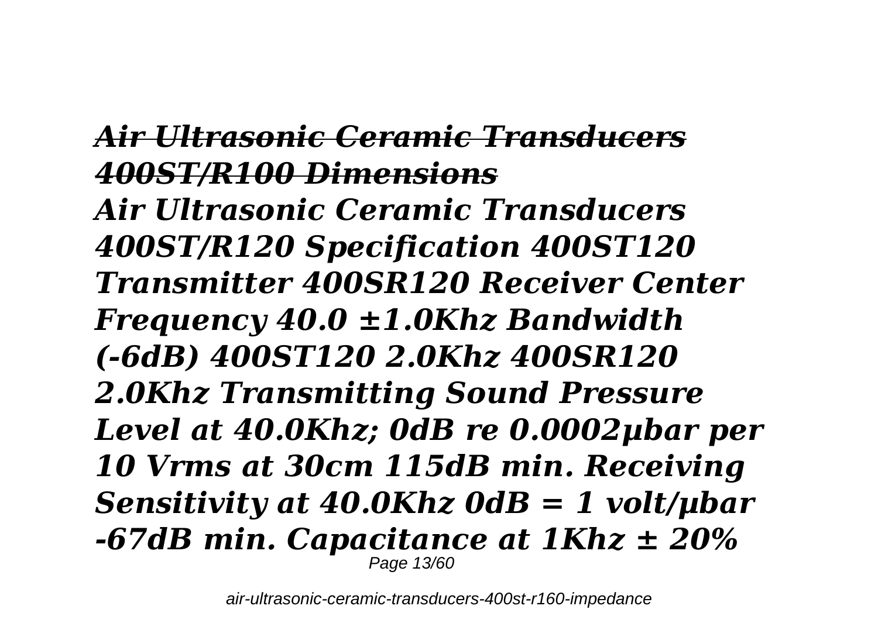### *Air Ultrasonic Ceramic Transducers 400ST/R100 Dimensions*

***Air Ultrasonic Ceramic Transducers 400ST/R120 Specification 400ST120 Transmitter 400SR120 Receiver Center Frequency 40.0 ±1.0Khz Bandwidth (-6dB) 400ST120 2.0Khz 400SR120 2.0Khz Transmitting Sound Pressure Level at 40.0Khz; 0dB re 0.0002µbar per 10 Vrms at 30cm 115dB min. Receiving Sensitivity at 40.0Khz 0dB = 1 volt/µbar -67dB min. Capacitance at 1Khz ± 20%***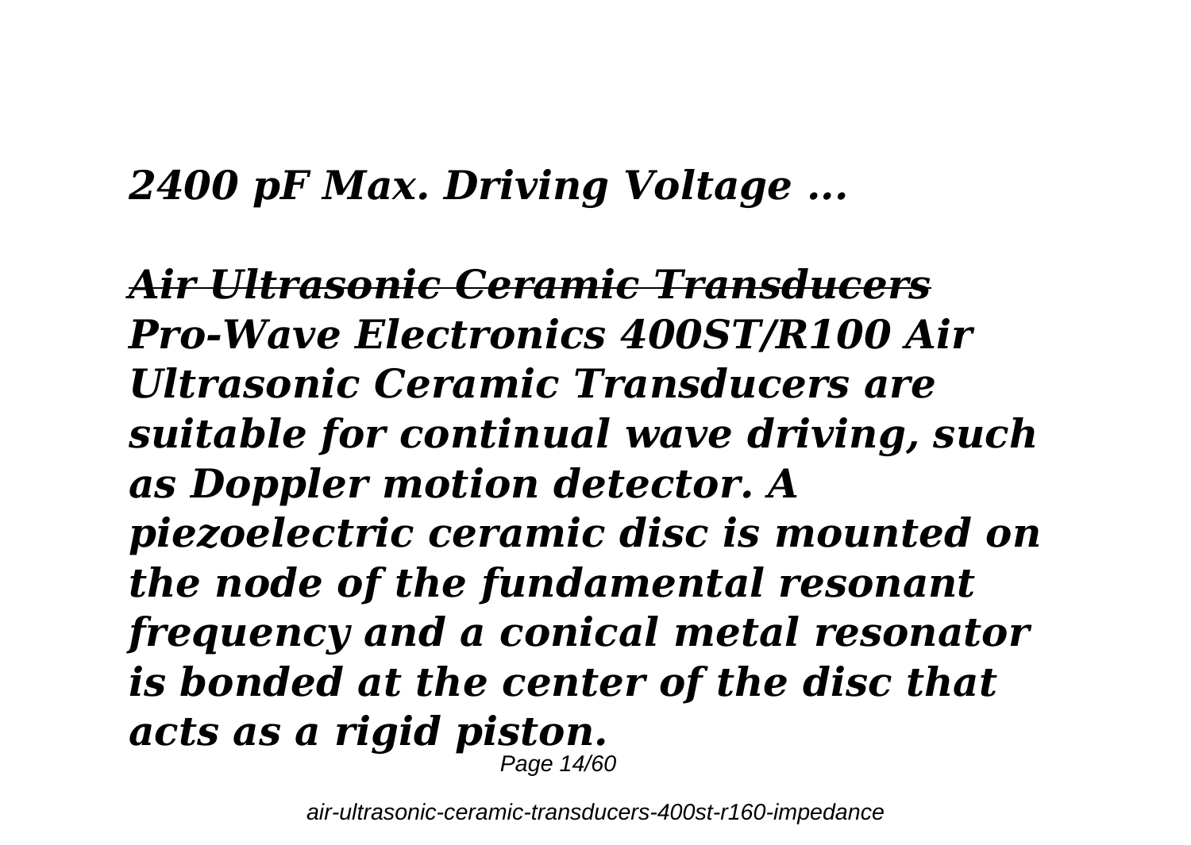***2400 pF Max. Driving Voltage ...***

## ***~~Air Ultrasonic Ceramic Transducers~~***

***Pro-Wave Electronics 400ST/R100 Air Ultrasonic Ceramic Transducers are suitable for continual wave driving, such as Doppler motion detector. A piezoelectric ceramic disc is mounted on the node of the fundamental resonant frequency and a conical metal resonator is bonded at the center of the disc that acts as a rigid piston.***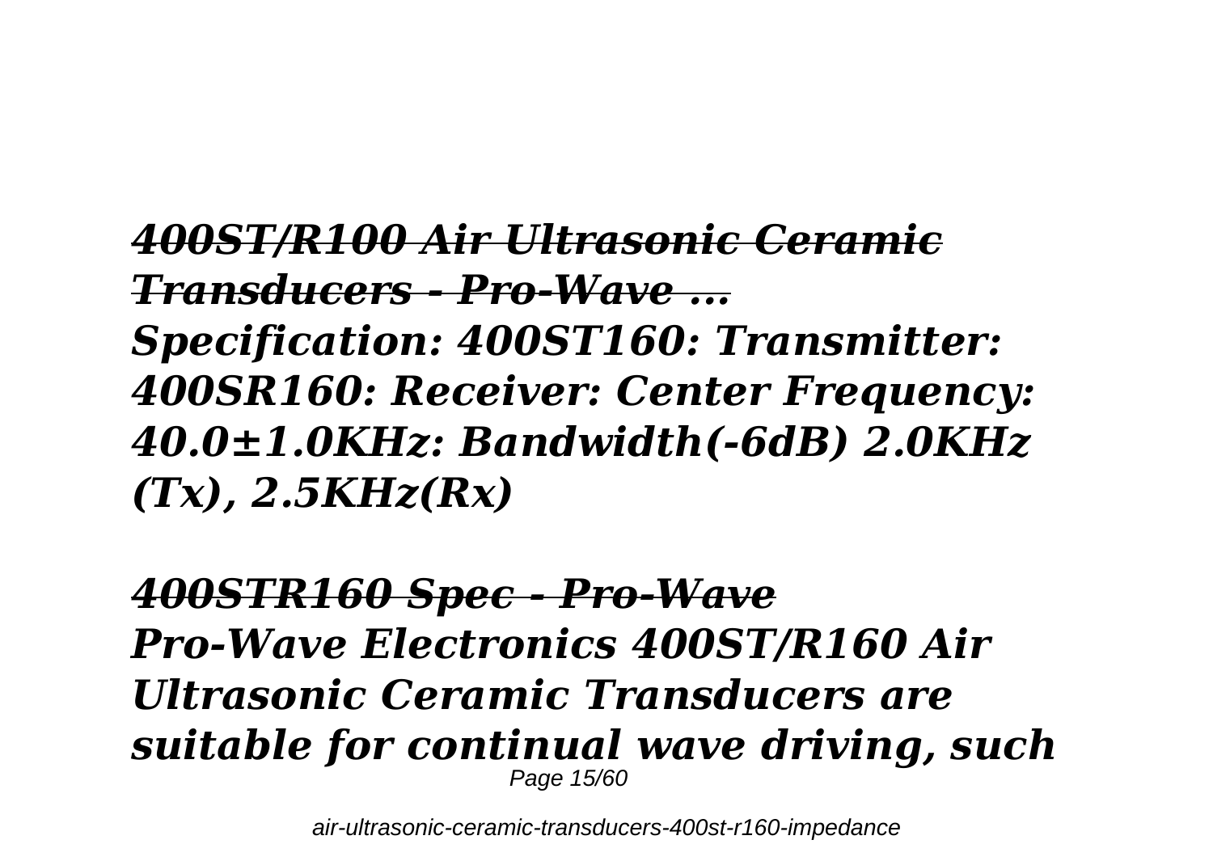## *400ST/R100 Air Ultrasonic Ceramic Transducers - Pro-Wave ...*

***Specification: 400ST160: Transmitter: 400SR160: Receiver: Center Frequency: 40.0±1.0KHz: Bandwidth(-6dB) 2.0KHz (Tx), 2.5KHz(Rx)***

## *400STR160 Spec - Pro-Wave*

***Pro-Wave Electronics 400ST/R160 Air Ultrasonic Ceramic Transducers are suitable for continual wave driving, such***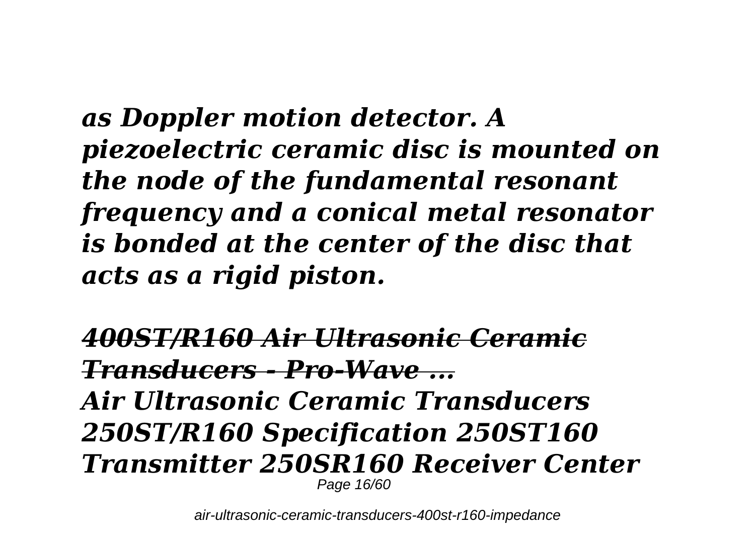*as Doppler motion detector. A piezoelectric ceramic disc is mounted on the node of the fundamental resonant frequency and a conical metal resonator is bonded at the center of the disc that acts as a rigid piston.*

## *~~400ST/R160 Air Ultrasonic Ceramic Transducers - Pro-Wave ...~~*

*Air Ultrasonic Ceramic Transducers 250ST/R160 Specification 250ST160 Transmitter 250SR160 Receiver Center*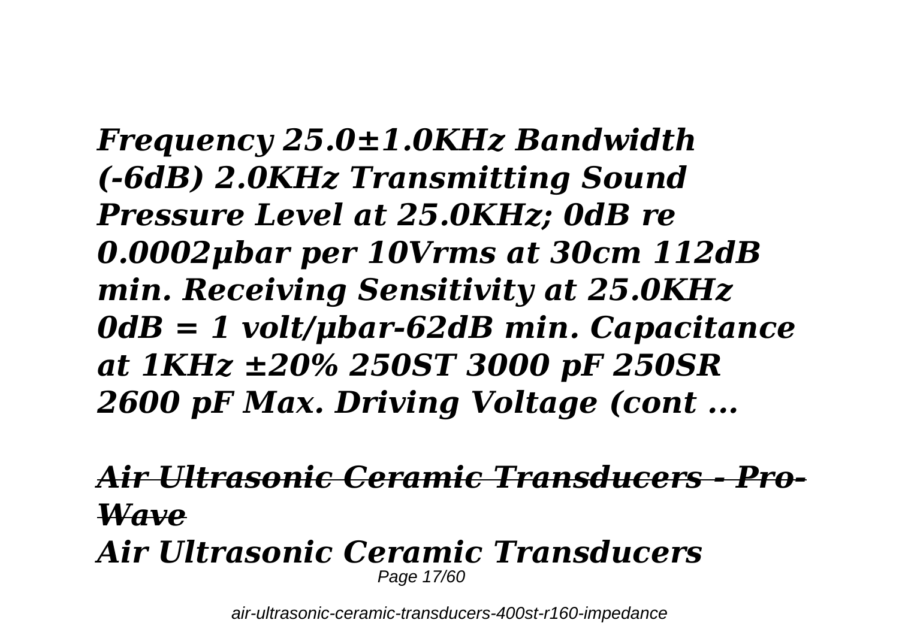***Frequency 25.0±1.0KHz Bandwidth (-6dB) 2.0KHz Transmitting Sound Pressure Level at 25.0KHz; 0dB re 0.0002μbar per 10Vrms at 30cm 112dB min. Receiving Sensitivity at 25.0KHz 0dB = 1 volt/μbar-62dB min. Capacitance at 1KHz ±20% 250ST 3000 pF 250SR 2600 pF Max. Driving Voltage (cont ...***

## ***Air Ultrasonic Ceramic Transducers - Pro-Wave***

## ***Air Ultrasonic Ceramic Transducers***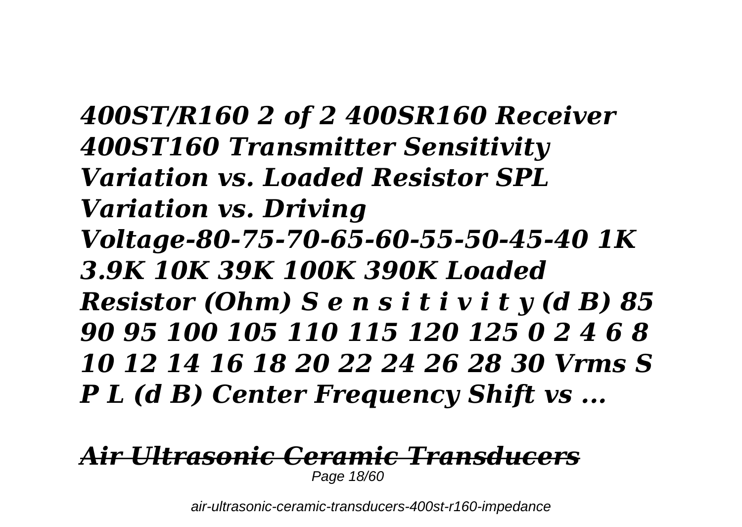***400ST/R160 2 of 2 400SR160 Receiver 400ST160 Transmitter Sensitivity Variation vs. Loaded Resistor SPL Variation vs. Driving Voltage-80-75-70-65-60-55-50-45-40 1K 3.9K 10K 39K 100K 390K Loaded Resistor (Ohm) S e n s i t i v i t y (d B) 85 90 95 100 105 110 115 120 125 0 2 4 6 8 10 12 14 16 18 20 22 24 26 28 30 Vrms S P L (d B) Center Frequency Shift vs ...***

## ***Air Ultrasonic Ceramic Transducers***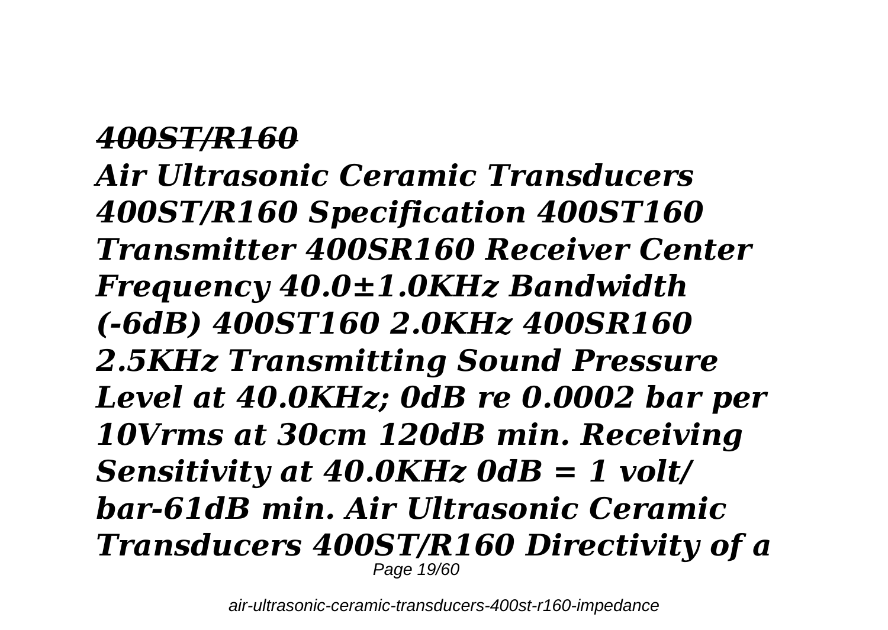### *~~400ST/R160~~*

***Air Ultrasonic Ceramic Transducers 400ST/R160 Specification 400ST160 Transmitter 400SR160 Receiver Center Frequency 40.0±1.0KHz Bandwidth (-6dB) 400ST160 2.0KHz 400SR160 2.5KHz Transmitting Sound Pressure Level at 40.0KHz; 0dB re 0.0002 bar per 10Vrms at 30cm 120dB min. Receiving Sensitivity at 40.0KHz 0dB = 1 volt/ bar-61dB min. Air Ultrasonic Ceramic Transducers 400ST/R160 Directivity of a***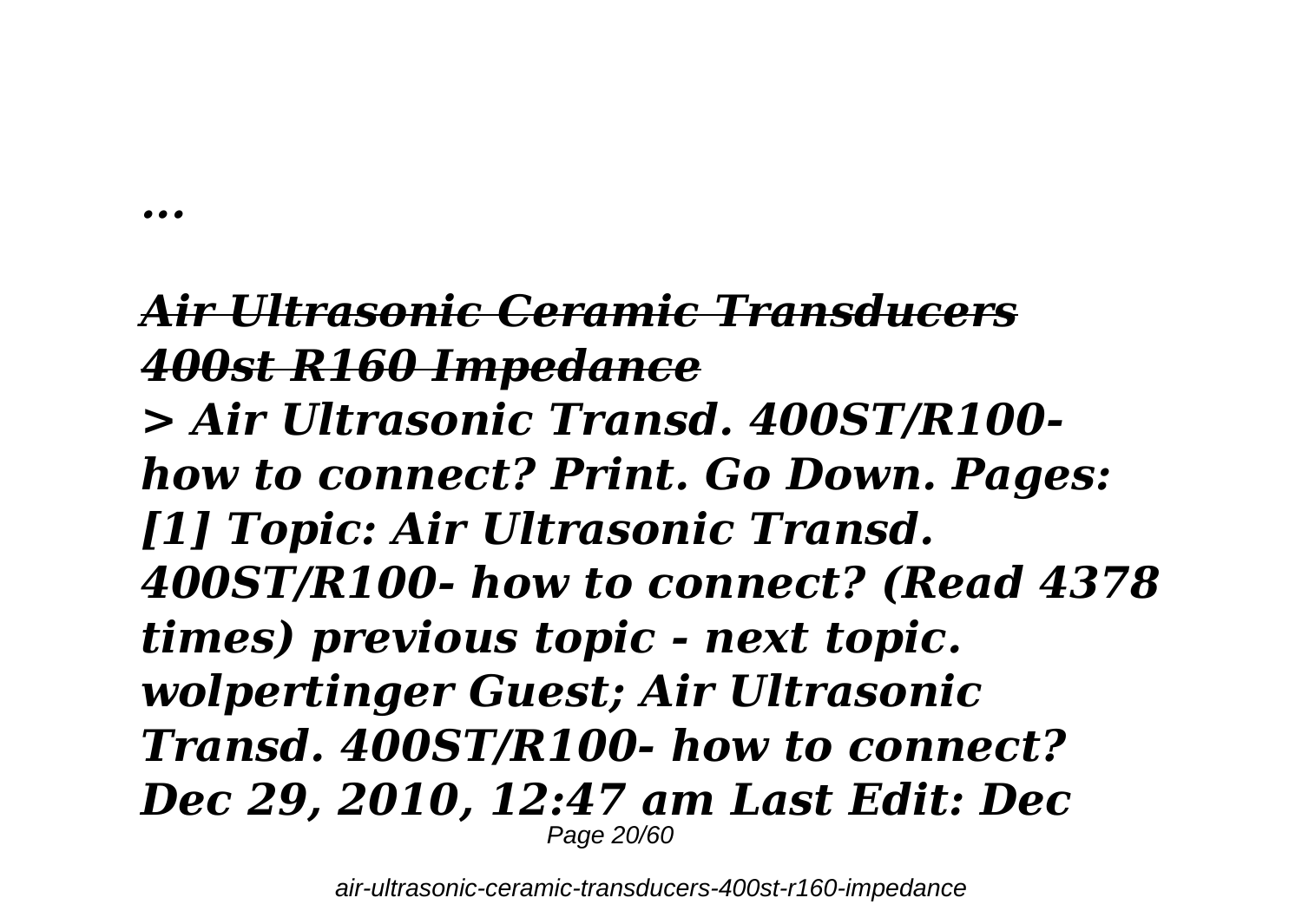*...*

## ~~*Air Ultrasonic Ceramic Transducers 400st R160 Impedance*~~

***> Air Ultrasonic Transd. 400ST/R100- how to connect? Print. Go Down. Pages: [1] Topic: Air Ultrasonic Transd. 400ST/R100- how to connect? (Read 4378 times) previous topic - next topic. wolpertinger Guest; Air Ultrasonic Transd. 400ST/R100- how to connect? Dec 29, 2010, 12:47 am Last Edit: Dec***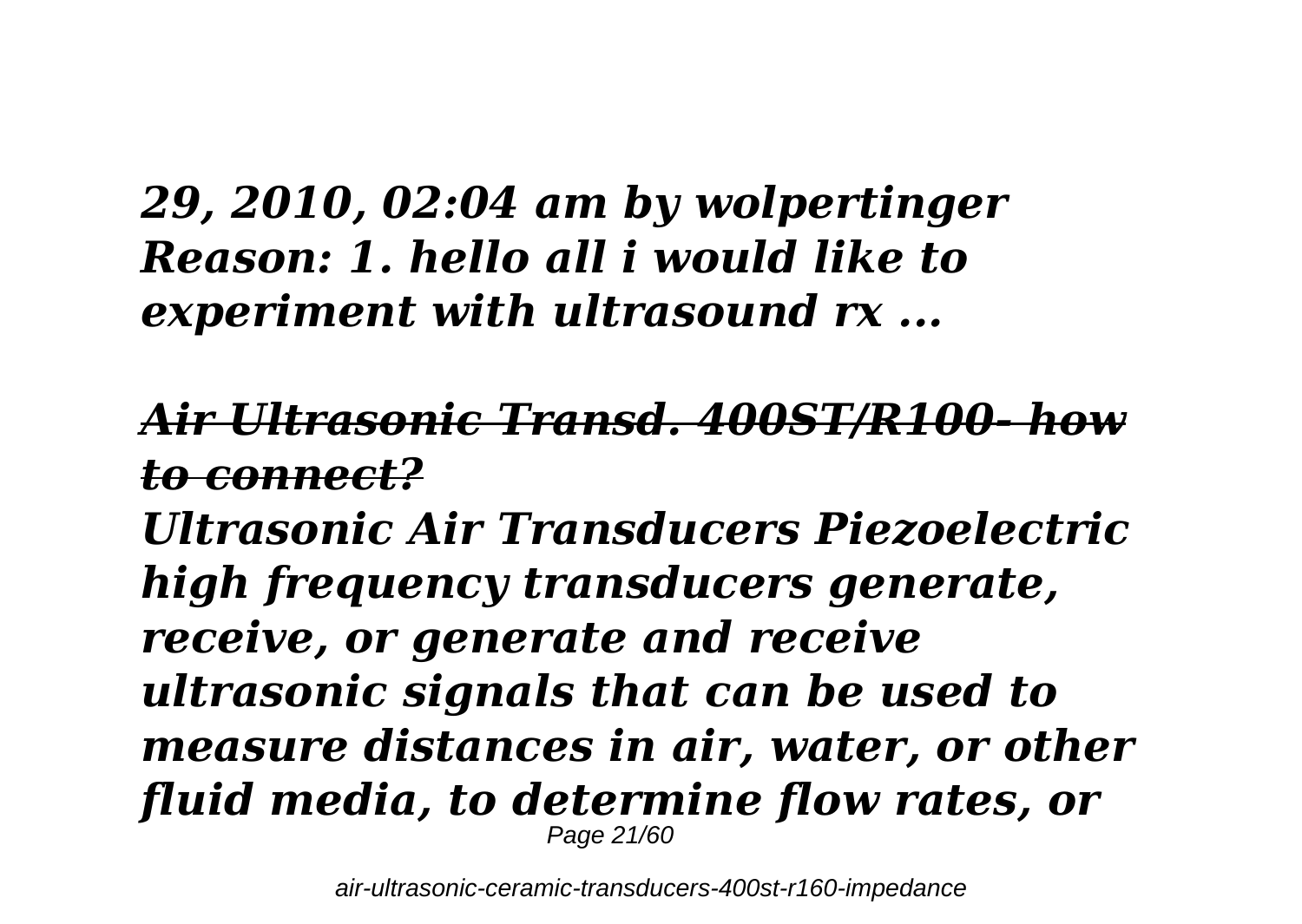*29, 2010, 02:04 am by wolpertinger Reason: 1. hello all i would like to experiment with ultrasound rx ...*

## ~~*Air Ultrasonic Transd. 400ST/R100- how to connect?*~~

*Ultrasonic Air Transducers Piezoelectric high frequency transducers generate, receive, or generate and receive ultrasonic signals that can be used to measure distances in air, water, or other fluid media, to determine flow rates, or*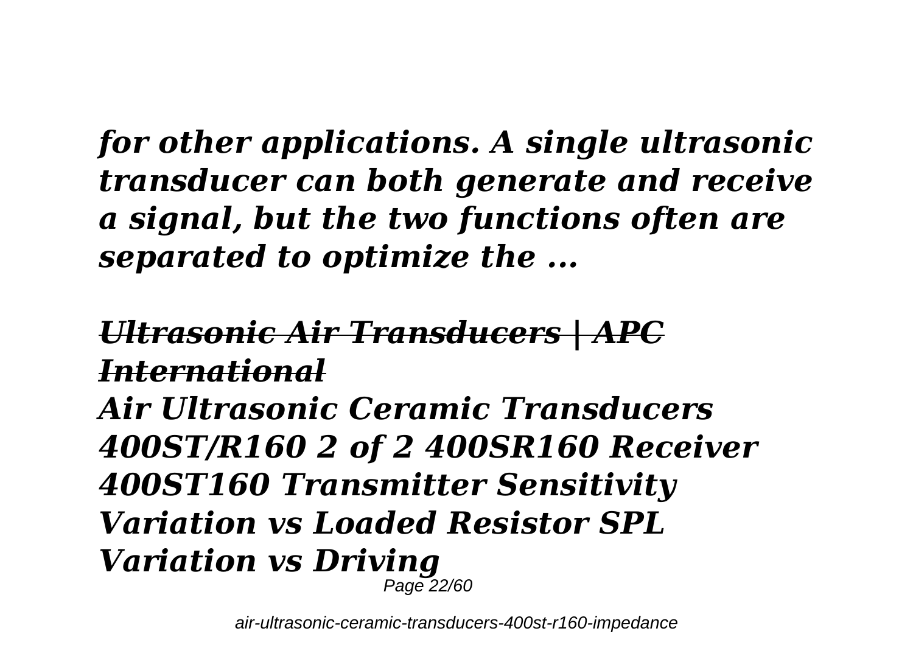*for other applications. A single ultrasonic transducer can both generate and receive a signal, but the two functions often are separated to optimize the ...*

## *~~Ultrasonic Air Transducers | APC International~~*

***Air Ultrasonic Ceramic Transducers 400ST/R160 2 of 2 400SR160 Receiver 400ST160 Transmitter Sensitivity Variation vs Loaded Resistor SPL Variation vs Driving***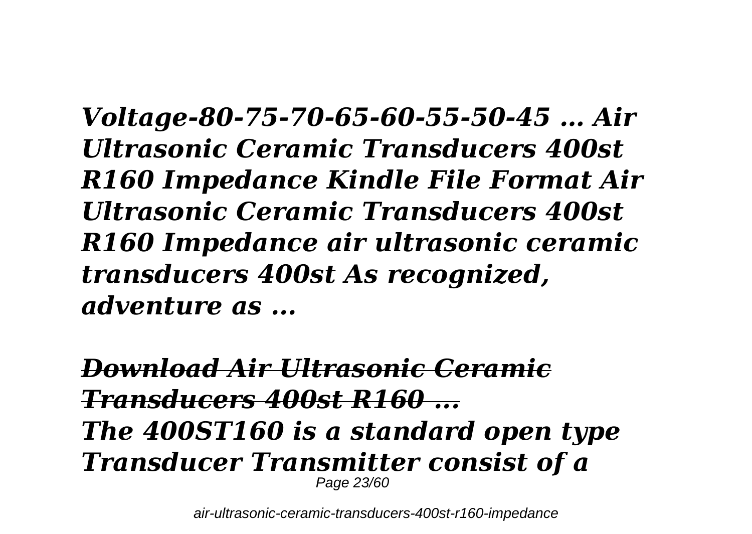*Voltage-80-75-70-65-60-55-50-45 … Air Ultrasonic Ceramic Transducers 400st R160 Impedance Kindle File Format Air Ultrasonic Ceramic Transducers 400st R160 Impedance air ultrasonic ceramic transducers 400st As recognized, adventure as ...*

## *Download Air Ultrasonic Ceramic Transducers 400st R160 ...*

*The 400ST160 is a standard open type Transducer Transmitter consist of a*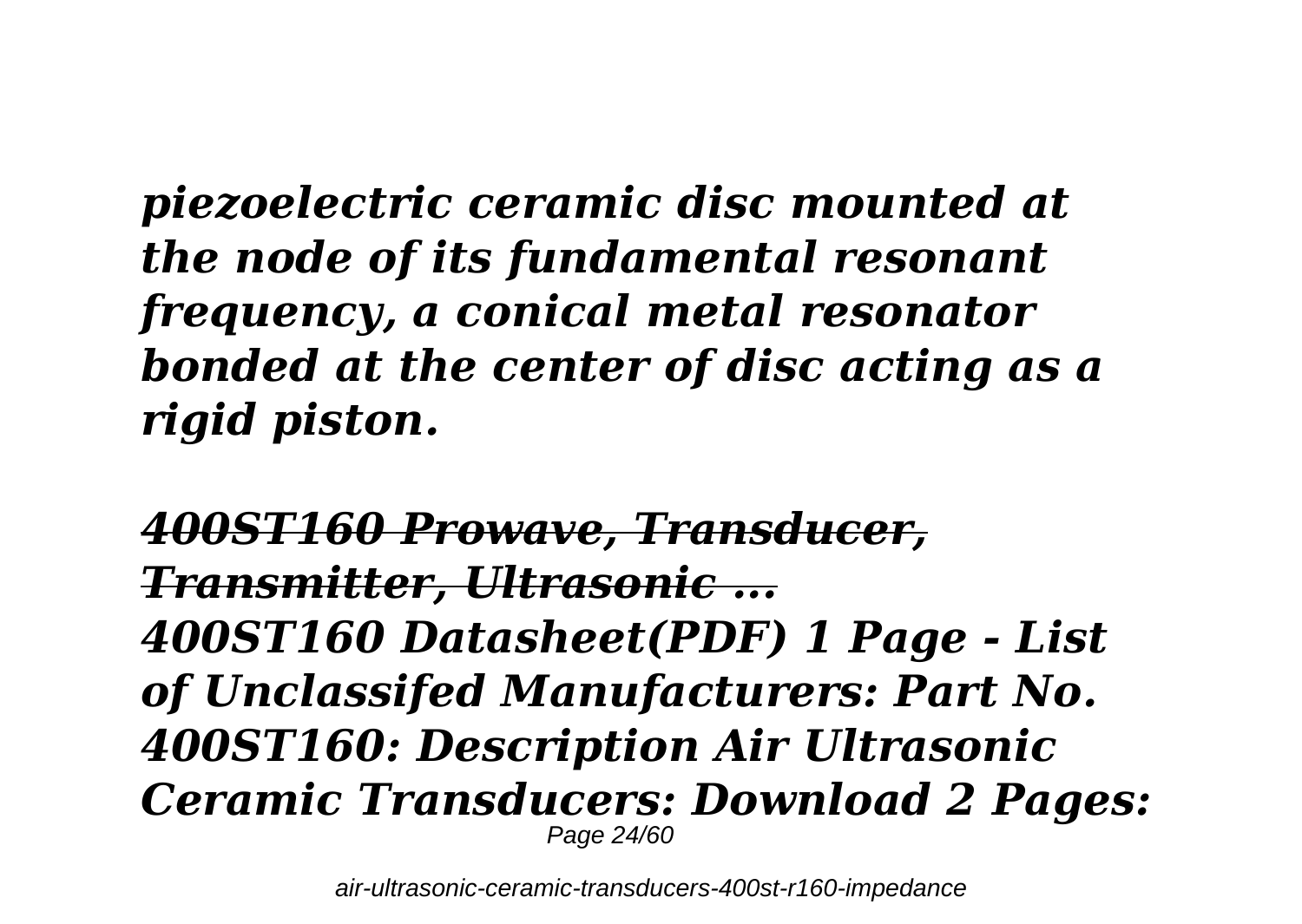*piezoelectric ceramic disc mounted at the node of its fundamental resonant frequency, a conical metal resonator bonded at the center of disc acting as a rigid piston.*

## *400ST160 Prowave, Transducer, Transmitter, Ultrasonic ...*

*400ST160 Datasheet(PDF) 1 Page - List of Unclassifed Manufacturers: Part No. 400ST160: Description Air Ultrasonic Ceramic Transducers: Download 2 Pages:*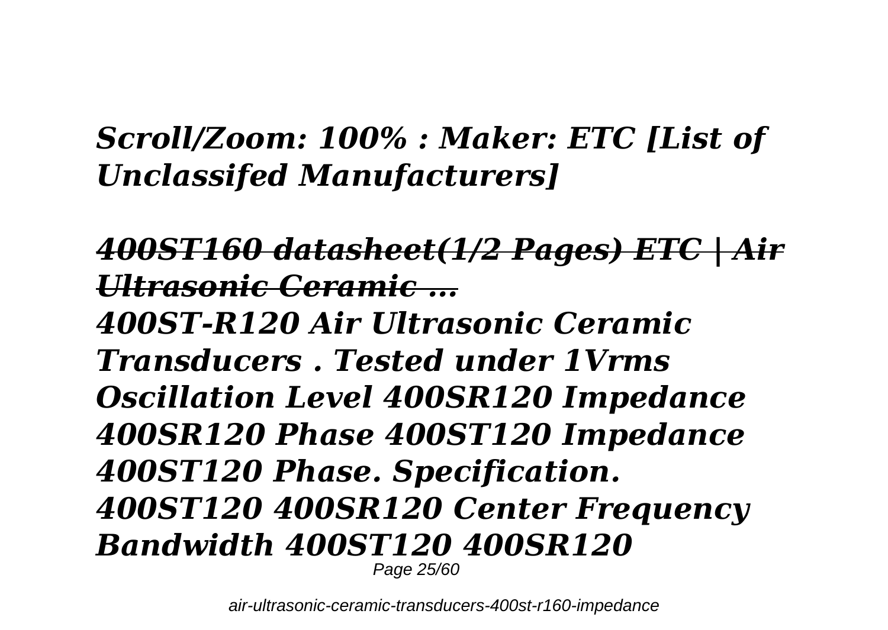***Scroll/Zoom: 100% : Maker: ETC [List of Unclassifed Manufacturers]***

## ***~~400ST160 datasheet(1/2 Pages) ETC | Air Ultrasonic Ceramic ...~~***

***400ST-R120 Air Ultrasonic Ceramic Transducers . Tested under 1Vrms Oscillation Level 400SR120 Impedance 400SR120 Phase 400ST120 Impedance 400ST120 Phase. Specification. 400ST120 400SR120 Center Frequency Bandwidth 400ST120 400SR120***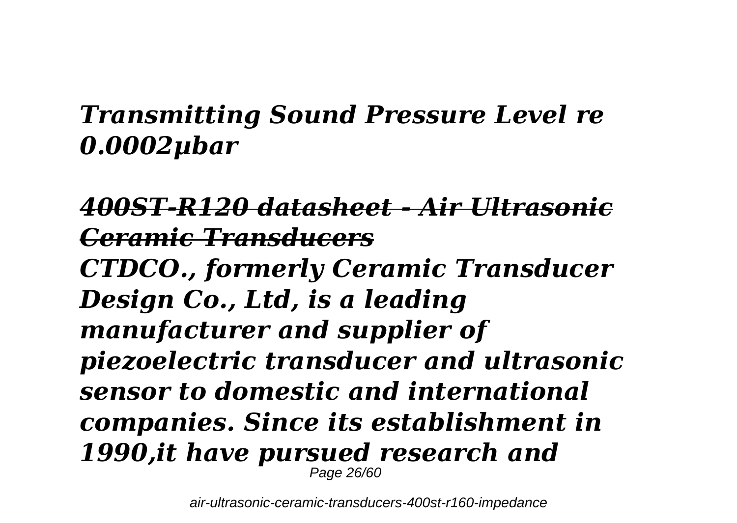*Transmitting Sound Pressure Level re 0.0002µbar*

### *400ST-R120 datasheet - Air Ultrasonic Ceramic Transducers*

*CTDCO., formerly Ceramic Transducer Design Co., Ltd, is a leading manufacturer and supplier of piezoelectric transducer and ultrasonic sensor to domestic and international companies. Since its establishment in 1990,it have pursued research and*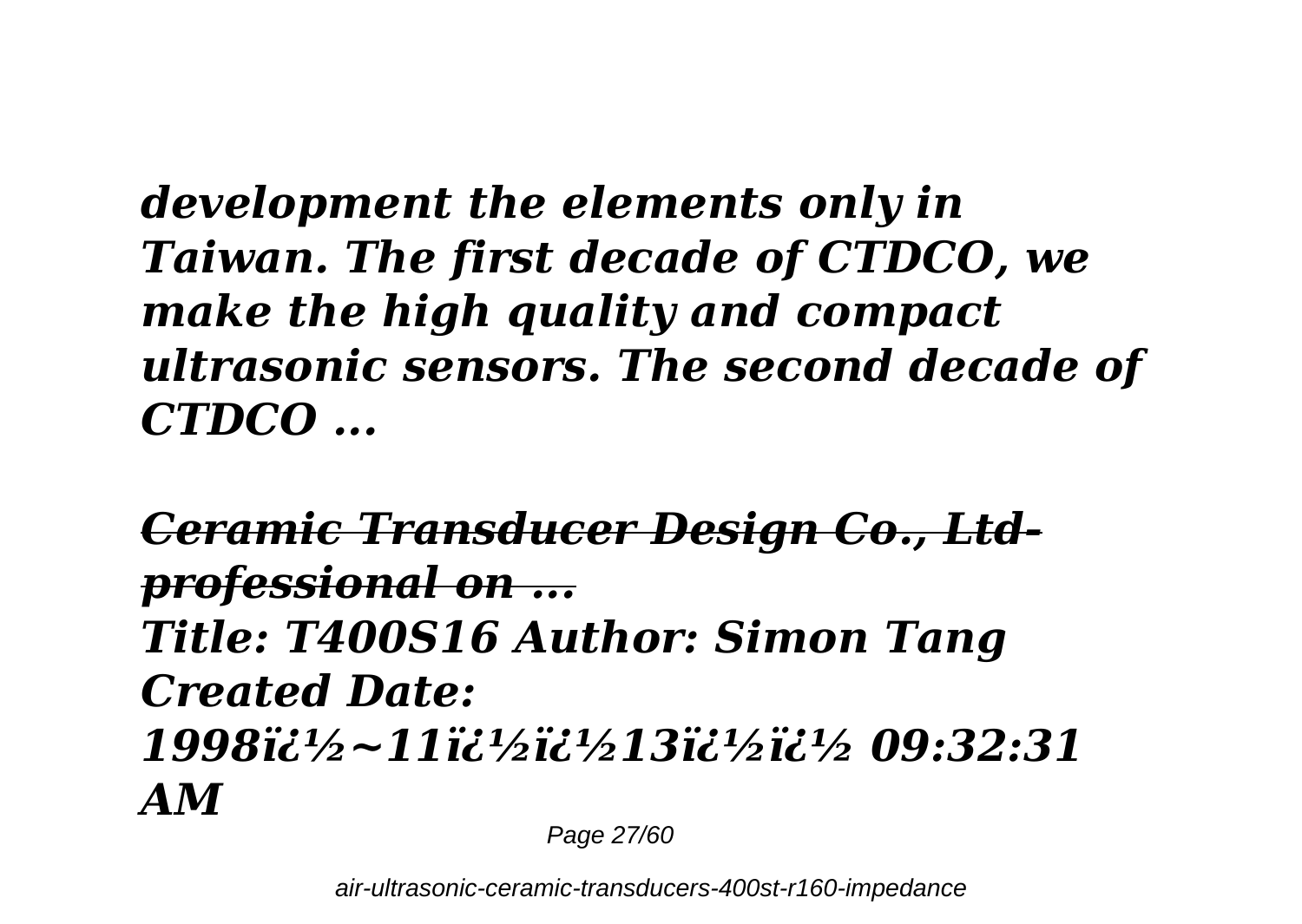*development the elements only in Taiwan. The first decade of CTDCO, we make the high quality and compact ultrasonic sensors. The second decade of CTDCO ...*

## *~~Ceramic Transducer Design Co., Ltd-professional on ...~~*

*Title: T400S16 Author: Simon Tang Created Date: 1998ï¿½~11ï¿½ï¿½13ï¿½ï¿½ 09:32:31 AM*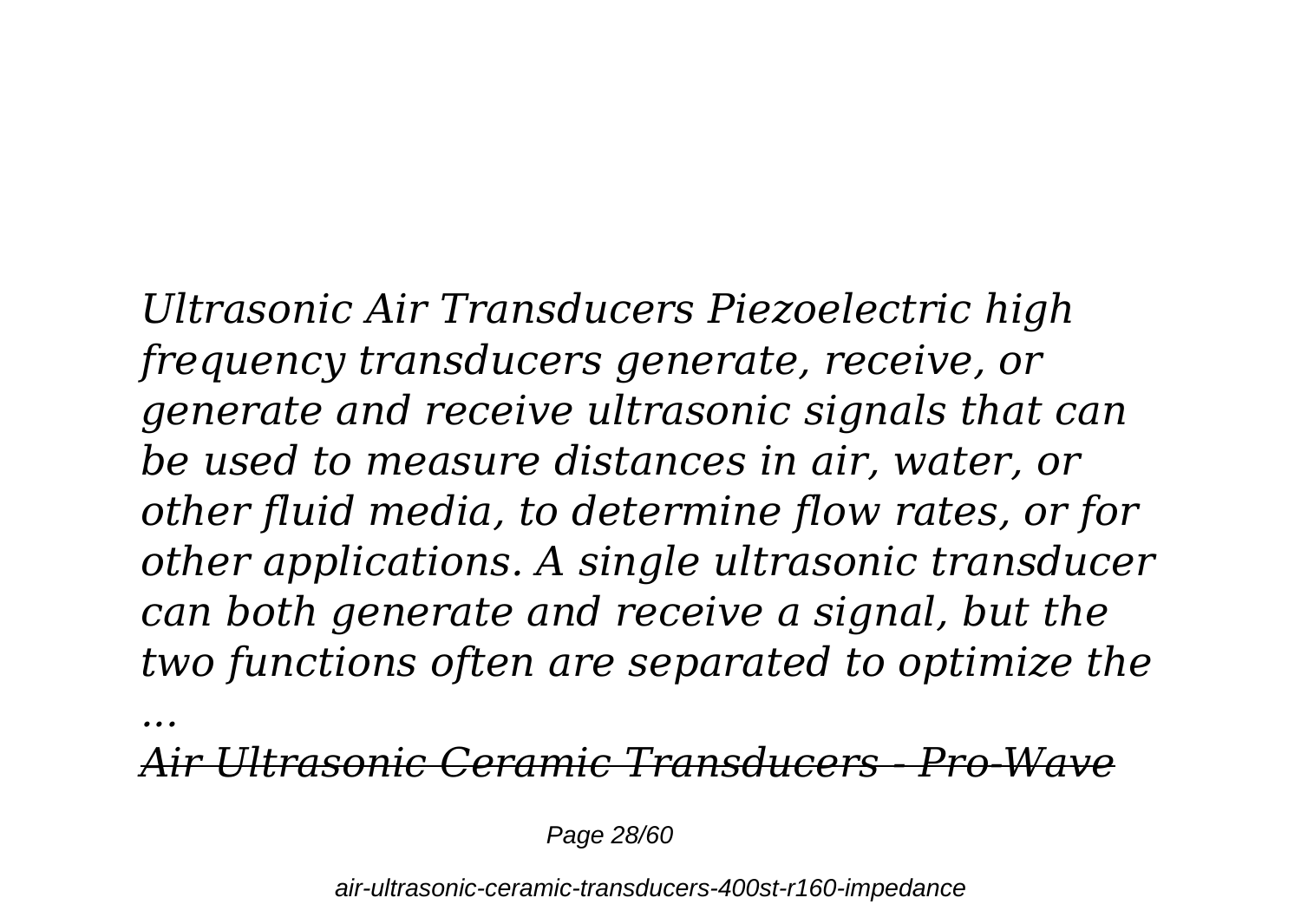*Ultrasonic Air Transducers Piezoelectric high frequency transducers generate, receive, or generate and receive ultrasonic signals that can be used to measure distances in air, water, or other fluid media, to determine flow rates, or for other applications. A single ultrasonic transducer can both generate and receive a signal, but the two functions often are separated to optimize the ...*

*Air Ultrasonic Ceramic Transducers - Pro-Wave*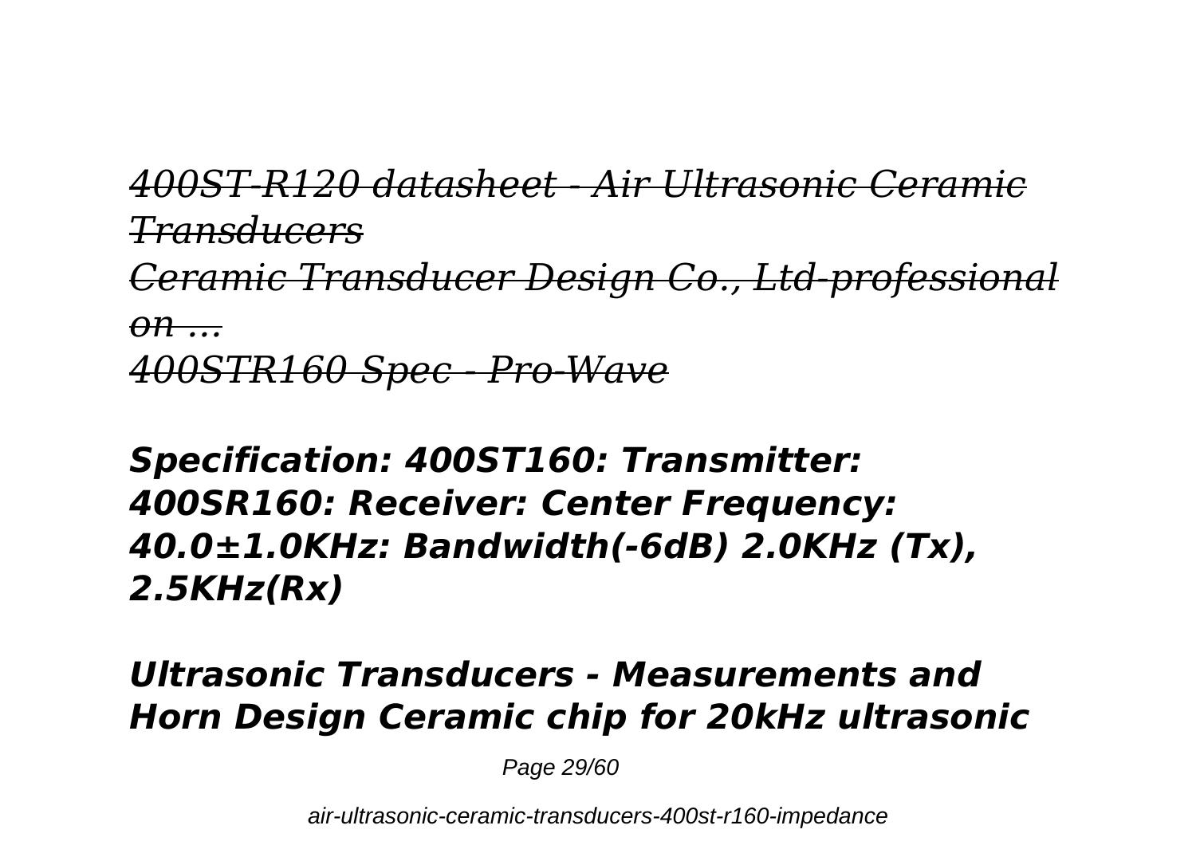*~~400ST-R120 datasheet - Air Ultrasonic Ceramic Transducers~~*

*~~Ceramic Transducer Design Co., Ltd-professional on ...~~*

*~~400STR160 Spec - Pro-Wave~~*

***Specification: 400ST160: Transmitter: 400SR160: Receiver: Center Frequency: 40.0±1.0KHz: Bandwidth(-6dB) 2.0KHz (Tx), 2.5KHz(Rx)***

***Ultrasonic Transducers - Measurements and Horn Design Ceramic chip for 20kHz ultrasonic***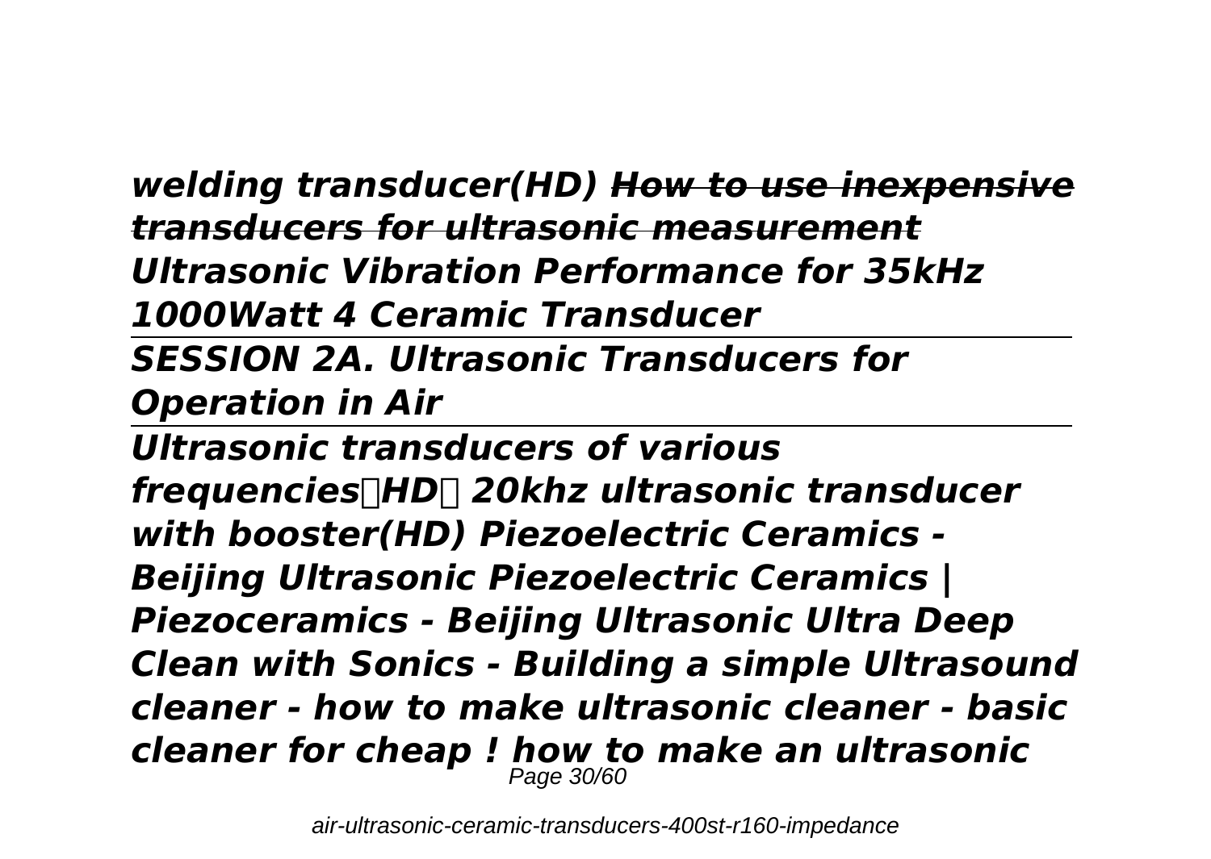*welding transducer(HD)* ~~*How to use inexpensive transducers for ultrasonic measurement*~~ *Ultrasonic Vibration Performance for 35kHz 1000Watt 4 Ceramic Transducer*

---

*SESSION 2A. Ultrasonic Transducers for Operation in Air*

---

*Ultrasonic transducers of various frequencies（HD） 20khz ultrasonic transducer with booster(HD) Piezoelectric Ceramics - Beijing Ultrasonic Piezoelectric Ceramics | Piezoceramics - Beijing Ultrasonic Ultra Deep Clean with Sonics - Building a simple Ultrasound cleaner - how to make ultrasonic cleaner - basic cleaner for cheap ! how to make an ultrasonic*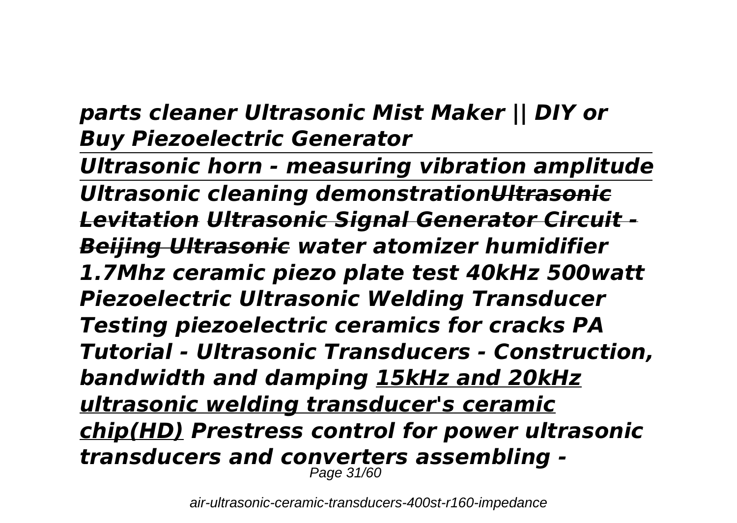***parts cleaner Ultrasonic Mist Maker || DIY or Buy Piezoelectric Generator***

***Ultrasonic horn - measuring vibration amplitude***

***Ultrasonic cleaning demonstration~~Ultrasonic Levitation~~ ~~Ultrasonic Signal Generator Circuit - Beijing Ultrasonic~~ water atomizer humidifier 1.7Mhz ceramic piezo plate test 40kHz 500watt Piezoelectric Ultrasonic Welding Transducer Testing piezoelectric ceramics for cracks PA Tutorial - Ultrasonic Transducers - Construction, bandwidth and damping <u>15kHz and 20kHz ultrasonic welding transducer's ceramic chip(HD)</u> Prestress control for power ultrasonic transducers and converters assembling -***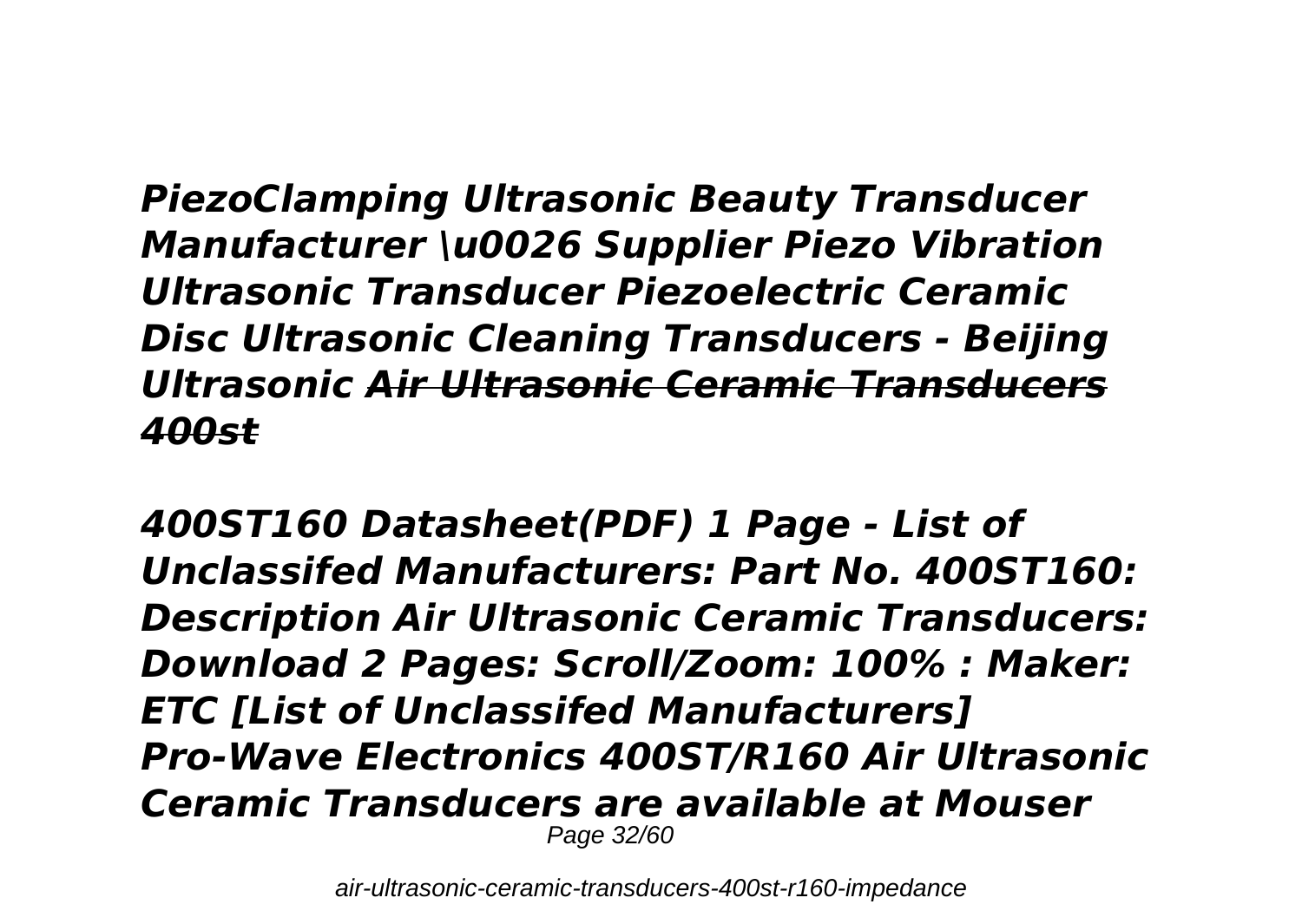***PiezoClamping Ultrasonic Beauty Transducer Manufacturer \u0026 Supplier Piezo Vibration Ultrasonic Transducer Piezoelectric Ceramic Disc Ultrasonic Cleaning Transducers - Beijing Ultrasonic ~~Air Ultrasonic Ceramic Transducers 400st~~***

***400ST160 Datasheet(PDF) 1 Page - List of Unclassifed Manufacturers: Part No. 400ST160: Description Air Ultrasonic Ceramic Transducers: Download 2 Pages: Scroll/Zoom: 100% : Maker: ETC [List of Unclassifed Manufacturers] Pro-Wave Electronics 400ST/R160 Air Ultrasonic Ceramic Transducers are available at Mouser***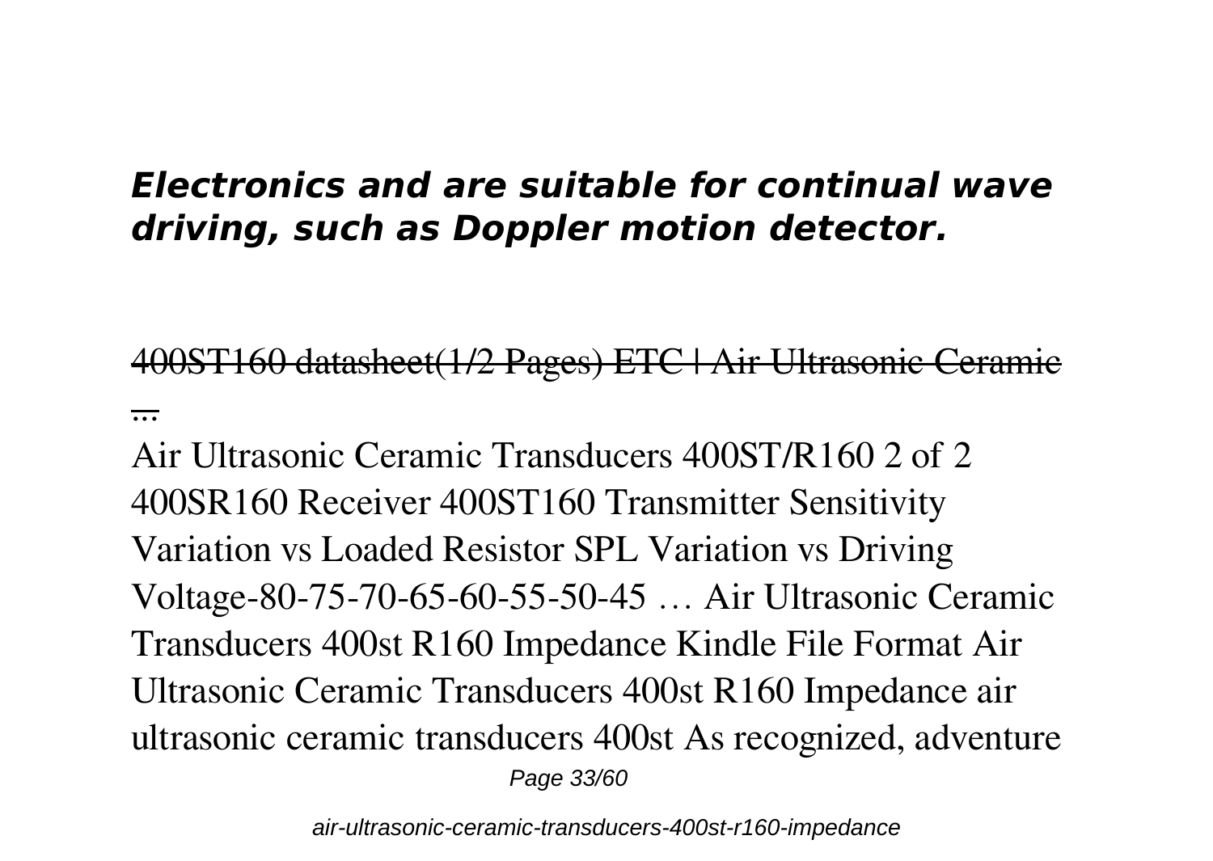***Electronics and are suitable for continual wave driving, such as Doppler motion detector.***

~~400ST160 datasheet(1/2 Pages) ETC | Air Ultrasonic Ceramic ...~~

Air Ultrasonic Ceramic Transducers 400ST/R160 2 of 2 400SR160 Receiver 400ST160 Transmitter Sensitivity Variation vs Loaded Resistor SPL Variation vs Driving Voltage-80-75-70-65-60-55-50-45 … Air Ultrasonic Ceramic Transducers 400st R160 Impedance Kindle File Format Air Ultrasonic Ceramic Transducers 400st R160 Impedance air ultrasonic ceramic transducers 400st As recognized, adventure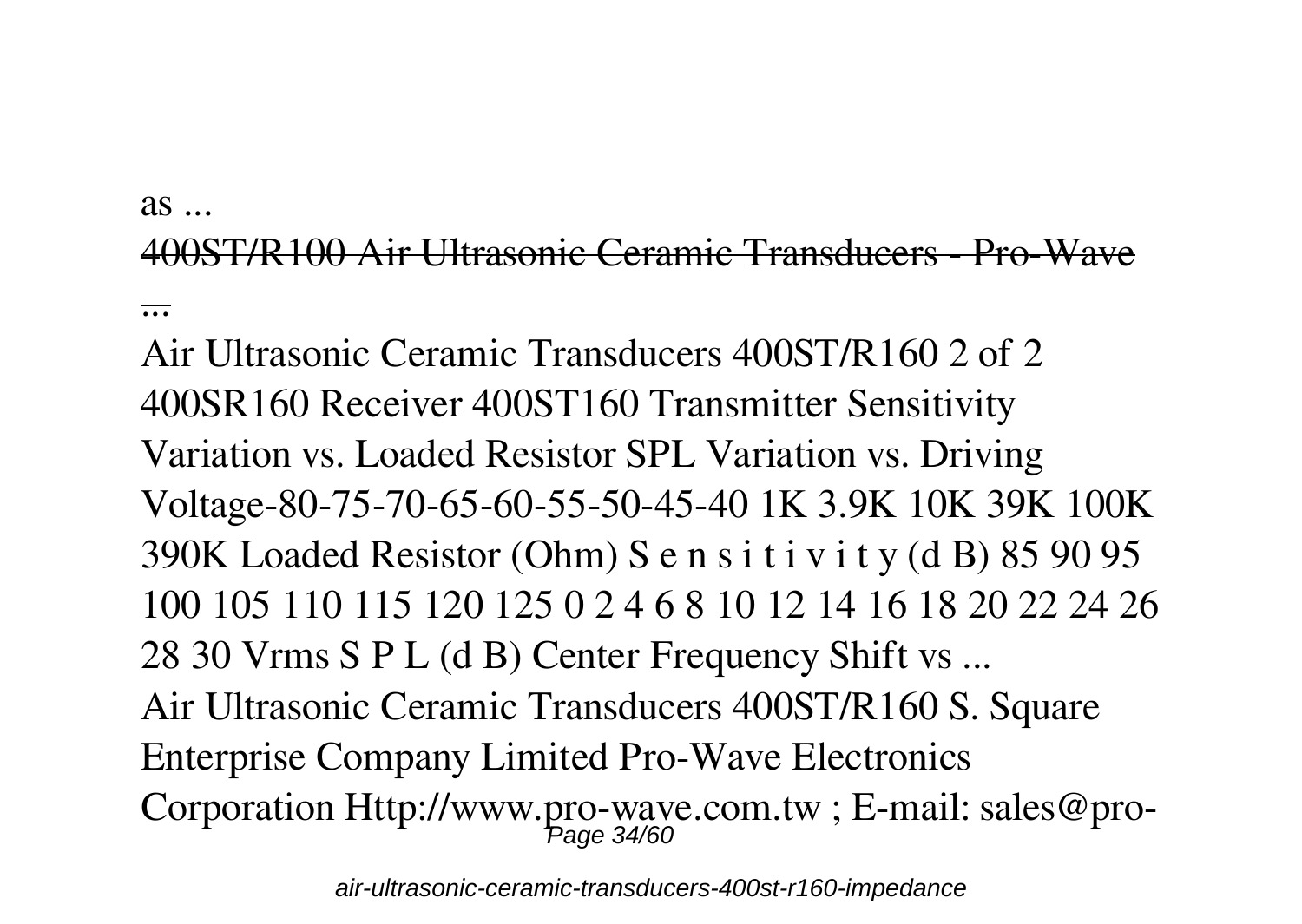as ...

400ST/R100 Air Ultrasonic Ceramic Transducers - Pro-Wave ...

Air Ultrasonic Ceramic Transducers 400ST/R160 2 of 2 400SR160 Receiver 400ST160 Transmitter Sensitivity Variation vs. Loaded Resistor SPL Variation vs. Driving Voltage-80-75-70-65-60-55-50-45-40 1K 3.9K 10K 39K 100K 390K Loaded Resistor (Ohm) S e n s i t i v i t y (d B) 85 90 95 100 105 110 115 120 125 0 2 4 6 8 10 12 14 16 18 20 22 24 26 28 30 Vrms S P L (d B) Center Frequency Shift vs ...

Air Ultrasonic Ceramic Transducers 400ST/R160 S. Square Enterprise Company Limited Pro-Wave Electronics Corporation Http://www.pro-wave.com.tw ; E-mail: sales@pro-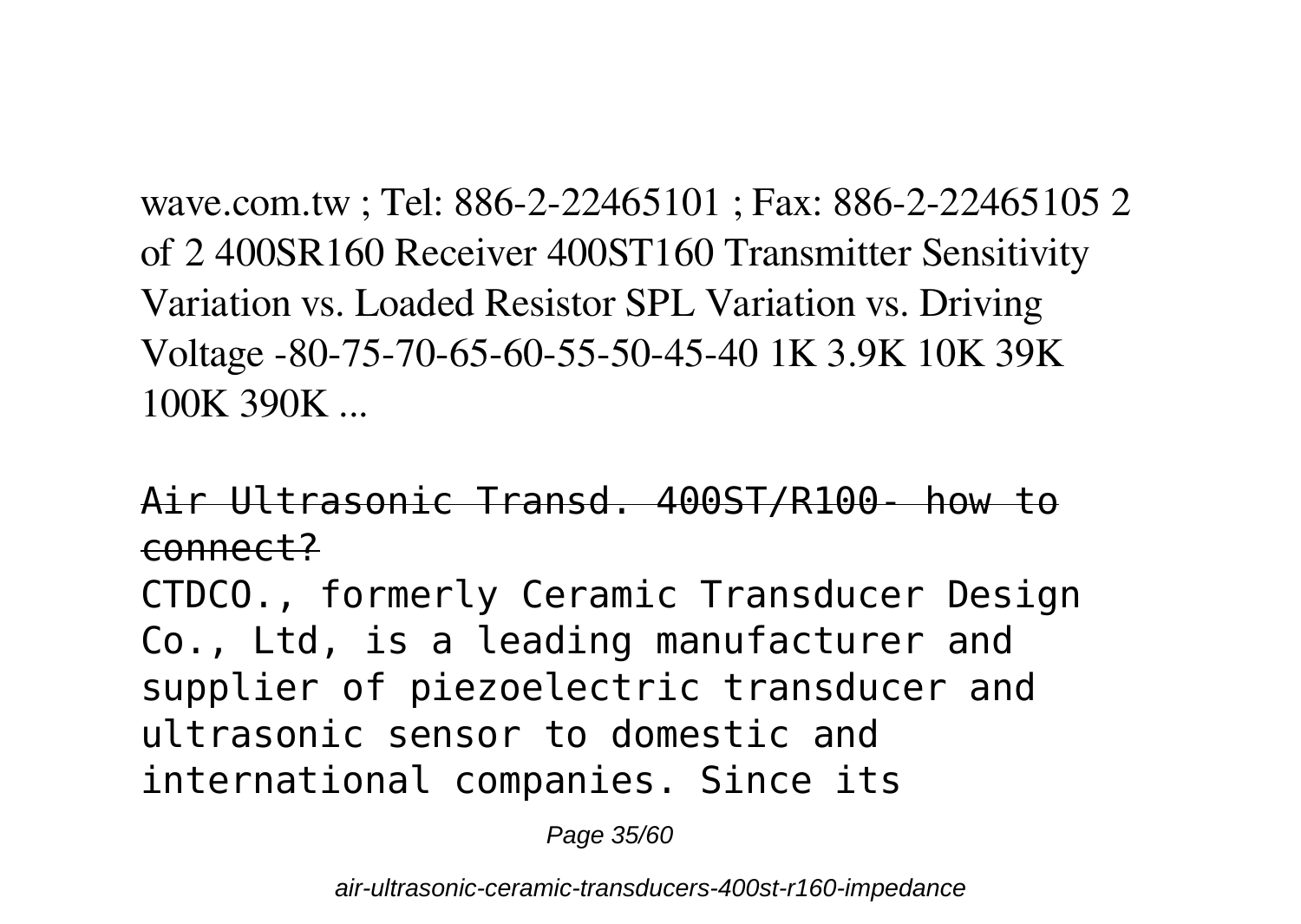wave.com.tw ; Tel: 886-2-22465101 ; Fax: 886-2-22465105 2 of 2 400SR160 Receiver 400ST160 Transmitter Sensitivity Variation vs. Loaded Resistor SPL Variation vs. Driving Voltage -80-75-70-65-60-55-50-45-40 1K 3.9K 10K 39K 100K 390K ...

## Air Ultrasonic Transd. 400ST/R100- how to connect?

CTDCO., formerly Ceramic Transducer Design Co., Ltd, is a leading manufacturer and supplier of piezoelectric transducer and ultrasonic sensor to domestic and international companies. Since its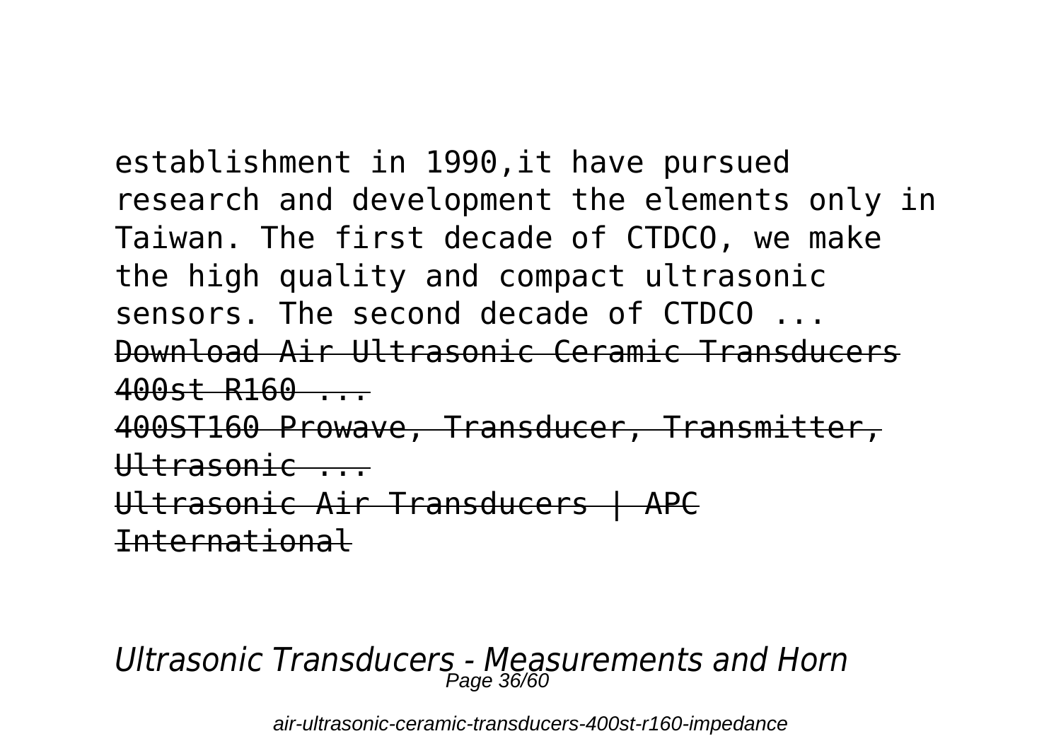establishment in 1990,it have pursued research and development the elements only in Taiwan. The first decade of CTDCO, we make the high quality and compact ultrasonic sensors. The second decade of CTDCO ...

~~Download Air Ultrasonic Ceramic Transducers 400st R160 ...~~

~~400ST160 Prowave, Transducer, Transmitter, Ultrasonic ...~~

~~Ultrasonic Air Transducers | APC International~~

*Ultrasonic Transducers - Measurements and Horn*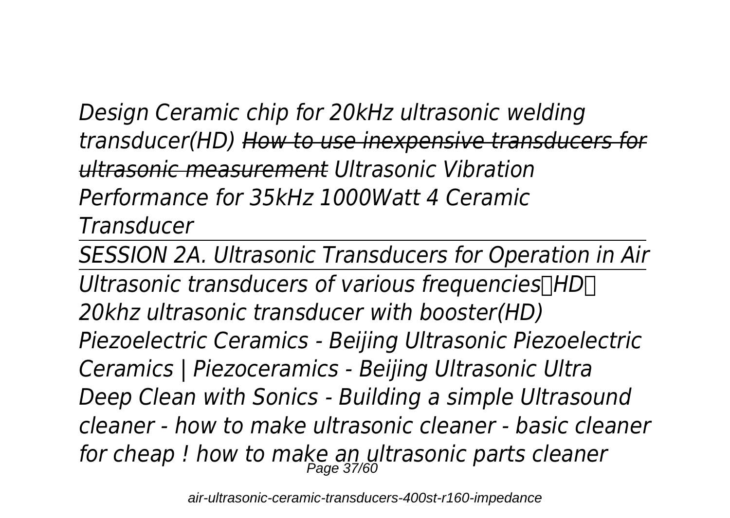*Design Ceramic chip for 20kHz ultrasonic welding transducer(HD)* ~~*How to use inexpensive transducers for ultrasonic measurement*~~ *Ultrasonic Vibration Performance for 35kHz 1000Watt 4 Ceramic Transducer*

---

*SESSION 2A. Ultrasonic Transducers for Operation in Air*

---

*Ultrasonic transducers of various frequencies（HD）*
*20khz ultrasonic transducer with booster(HD)*
*Piezoelectric Ceramics - Beijing Ultrasonic Piezoelectric Ceramics | Piezoceramics - Beijing Ultrasonic Ultra Deep Clean with Sonics - Building a simple Ultrasound cleaner - how to make ultrasonic cleaner - basic cleaner for cheap ! how to make an ultrasonic parts cleaner*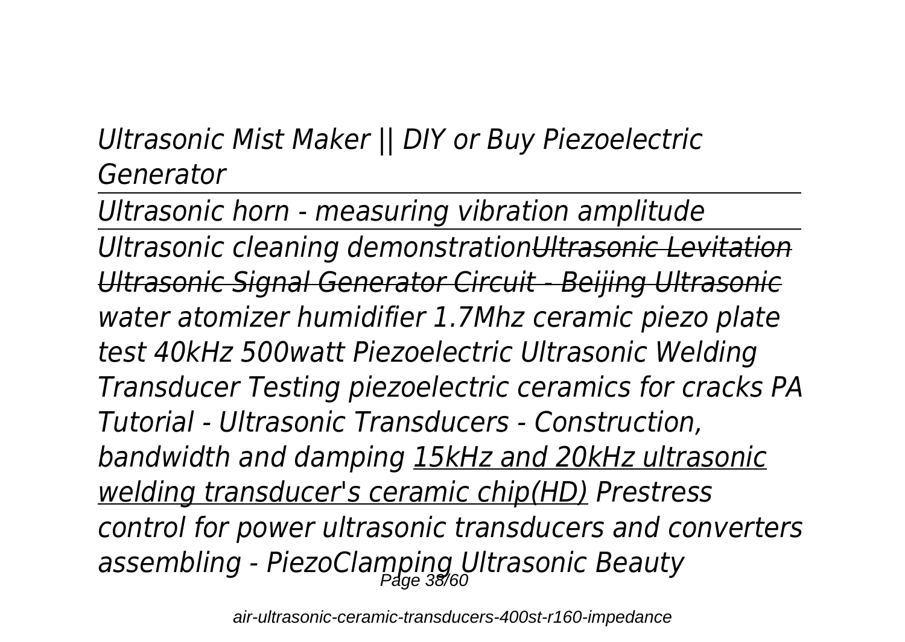*Ultrasonic Mist Maker || DIY or Buy Piezoelectric Generator*

---

*Ultrasonic horn - measuring vibration amplitude*

---

*Ultrasonic cleaning demonstration~~Ultrasonic Levitation~~ ~~Ultrasonic Signal Generator Circuit - Beijing Ultrasonic~~ water atomizer humidifier 1.7Mhz ceramic piezo plate test 40kHz 500watt Piezoelectric Ultrasonic Welding Transducer Testing piezoelectric ceramics for cracks PA Tutorial - Ultrasonic Transducers - Construction, bandwidth and damping <u>15kHz and 20kHz ultrasonic welding transducer's ceramic chip(HD)</u> Prestress control for power ultrasonic transducers and converters assembling - PiezoClamping Ultrasonic Beauty*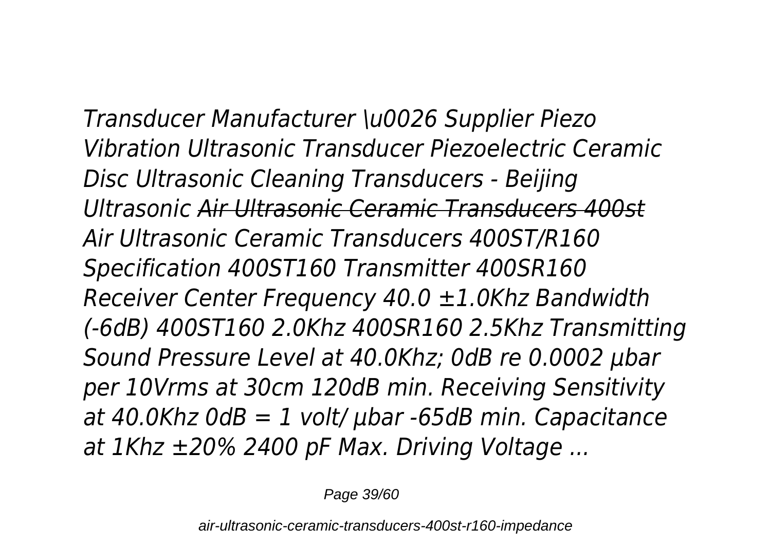*Transducer Manufacturer \u0026 Supplier Piezo Vibration Ultrasonic Transducer Piezoelectric Ceramic Disc Ultrasonic Cleaning Transducers - Beijing Ultrasonic* ~~*Air Ultrasonic Ceramic Transducers 400st*~~ *Air Ultrasonic Ceramic Transducers 400ST/R160 Specification 400ST160 Transmitter 400SR160 Receiver Center Frequency 40.0 ±1.0Khz Bandwidth (-6dB) 400ST160 2.0Khz 400SR160 2.5Khz Transmitting Sound Pressure Level at 40.0Khz; 0dB re 0.0002 µbar per 10Vrms at 30cm 120dB min. Receiving Sensitivity at 40.0Khz 0dB = 1 volt/ µbar -65dB min. Capacitance at 1Khz ±20% 2400 pF Max. Driving Voltage ...*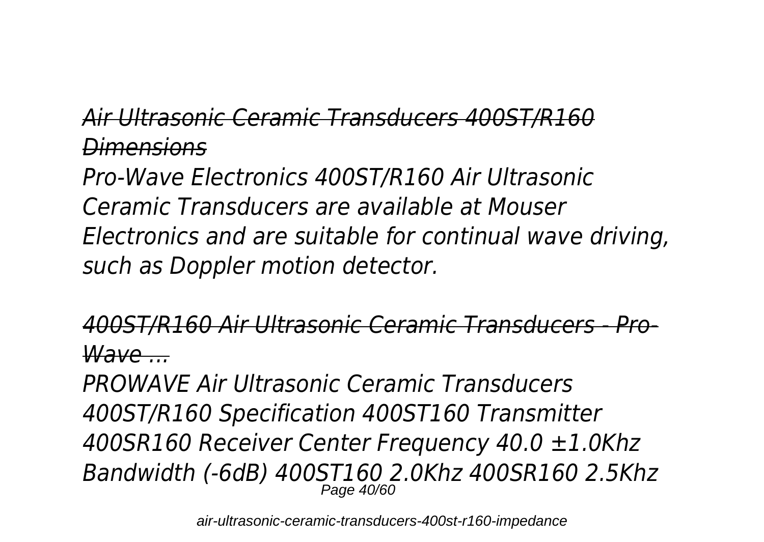*Air Ultrasonic Ceramic Transducers 400ST/R160 Dimensions*

*Pro-Wave Electronics 400ST/R160 Air Ultrasonic Ceramic Transducers are available at Mouser Electronics and are suitable for continual wave driving, such as Doppler motion detector.*

*400ST/R160 Air Ultrasonic Ceramic Transducers - Pro-Wave ...*

*PROWAVE Air Ultrasonic Ceramic Transducers 400ST/R160 Specification 400ST160 Transmitter 400SR160 Receiver Center Frequency 40.0 ±1.0Khz Bandwidth (-6dB) 400ST160 2.0Khz 400SR160 2.5Khz*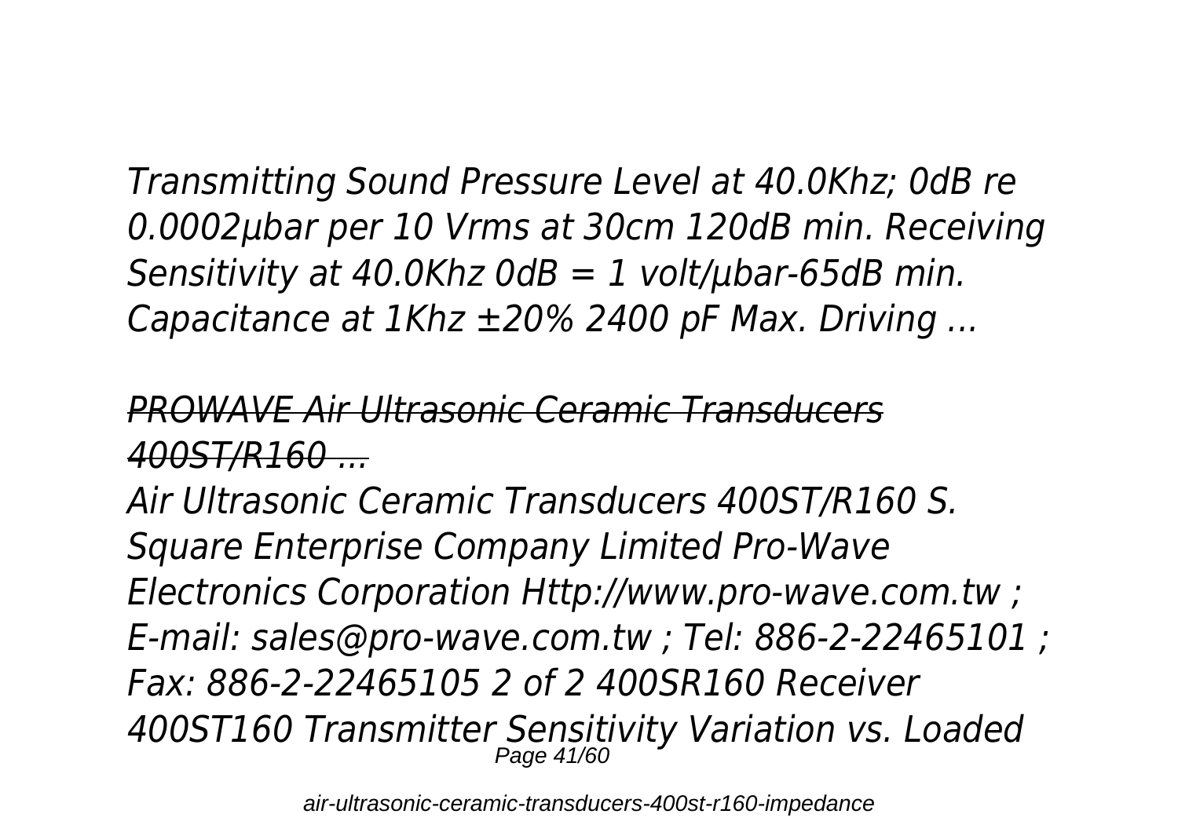*Transmitting Sound Pressure Level at 40.0Khz; 0dB re 0.0002μbar per 10 Vrms at 30cm 120dB min. Receiving Sensitivity at 40.0Khz 0dB = 1 volt/μbar-65dB min. Capacitance at 1Khz ±20% 2400 pF Max. Driving ...*

## *PROWAVE Air Ultrasonic Ceramic Transducers 400ST/R160 ...*

*Air Ultrasonic Ceramic Transducers 400ST/R160 S. Square Enterprise Company Limited Pro-Wave Electronics Corporation Http://www.pro-wave.com.tw ; E-mail: sales@pro-wave.com.tw ; Tel: 886-2-22465101 ; Fax: 886-2-22465105 2 of 2 400SR160 Receiver 400ST160 Transmitter Sensitivity Variation vs. Loaded*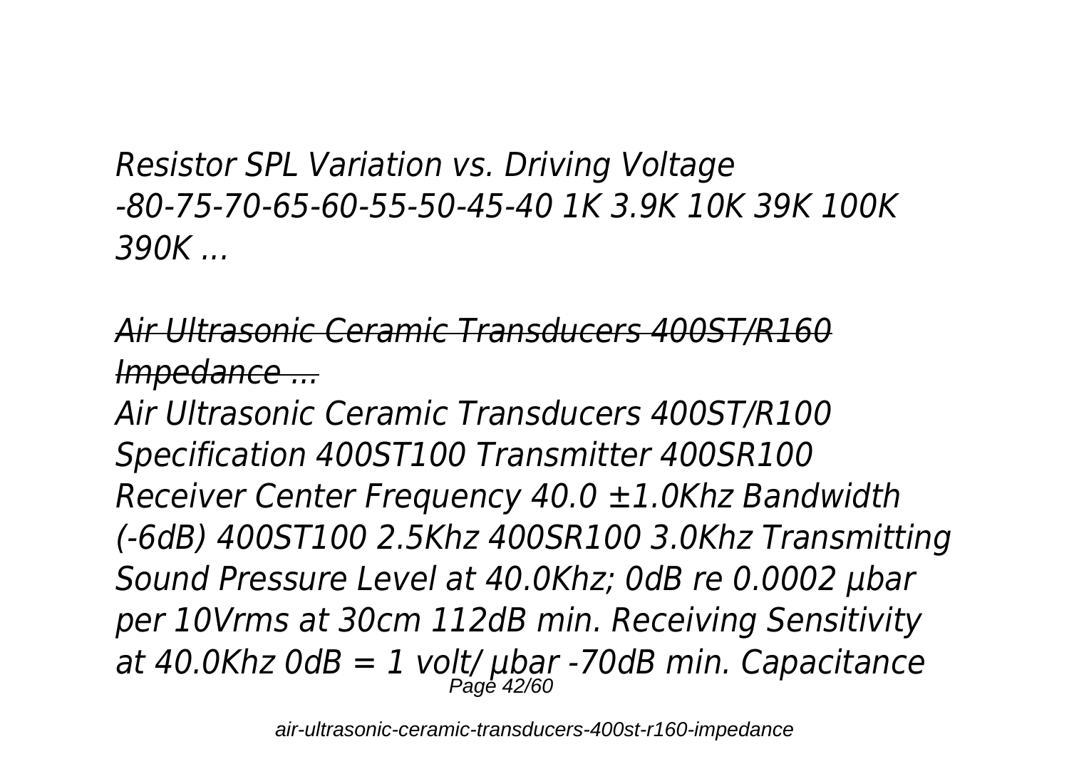*Resistor SPL Variation vs. Driving Voltage -80-75-70-65-60-55-50-45-40 1K 3.9K 10K 39K 100K 390K ...*

## *Air Ultrasonic Ceramic Transducers 400ST/R160 Impedance ...*

*Air Ultrasonic Ceramic Transducers 400ST/R100 Specification 400ST100 Transmitter 400SR100 Receiver Center Frequency 40.0 ±1.0Khz Bandwidth (-6dB) 400ST100 2.5Khz 400SR100 3.0Khz Transmitting Sound Pressure Level at 40.0Khz; 0dB re 0.0002 µbar per 10Vrms at 30cm 112dB min. Receiving Sensitivity at 40.0Khz 0dB = 1 volt/ µbar -70dB min. Capacitance*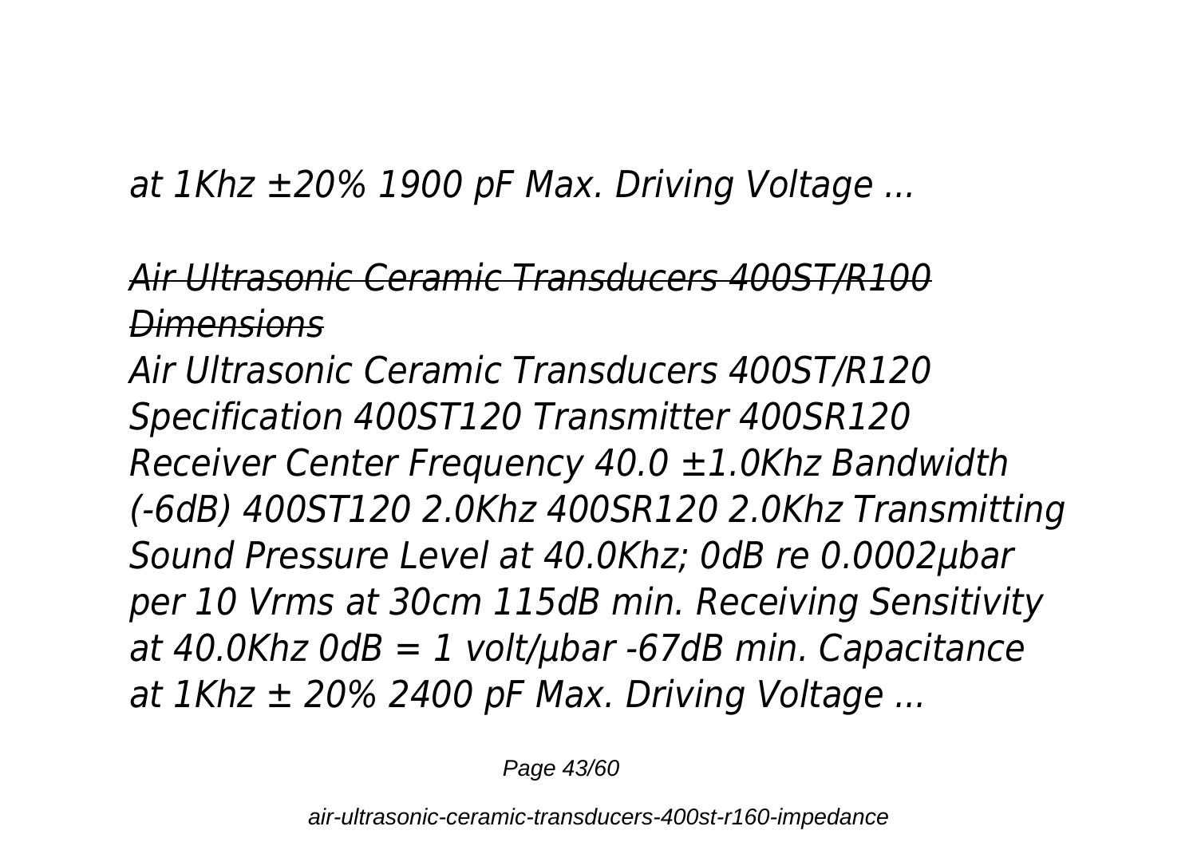*at 1Khz ±20% 1900 pF Max. Driving Voltage ...*

## *Air Ultrasonic Ceramic Transducers 400ST/R100 Dimensions*

*Air Ultrasonic Ceramic Transducers 400ST/R120 Specification 400ST120 Transmitter 400SR120 Receiver Center Frequency 40.0 ±1.0Khz Bandwidth (-6dB) 400ST120 2.0Khz 400SR120 2.0Khz Transmitting Sound Pressure Level at 40.0Khz; 0dB re 0.0002µbar per 10 Vrms at 30cm 115dB min. Receiving Sensitivity at 40.0Khz 0dB = 1 volt/µbar -67dB min. Capacitance at 1Khz ± 20% 2400 pF Max. Driving Voltage ...*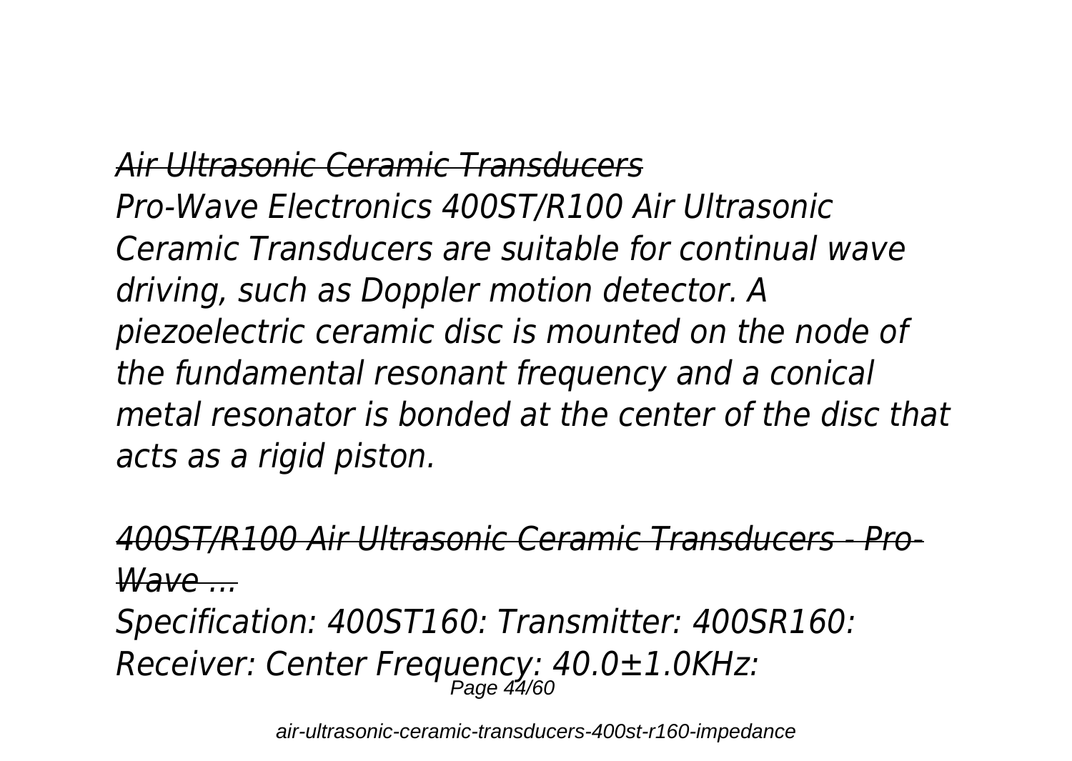*Air Ultrasonic Ceramic Transducers*

*Pro-Wave Electronics 400ST/R100 Air Ultrasonic Ceramic Transducers are suitable for continual wave driving, such as Doppler motion detector. A piezoelectric ceramic disc is mounted on the node of the fundamental resonant frequency and a conical metal resonator is bonded at the center of the disc that acts as a rigid piston.*

*400ST/R100 Air Ultrasonic Ceramic Transducers - Pro-Wave ...*

*Specification: 400ST160: Transmitter: 400SR160: Receiver: Center Frequency: 40.0±1.0KHz:*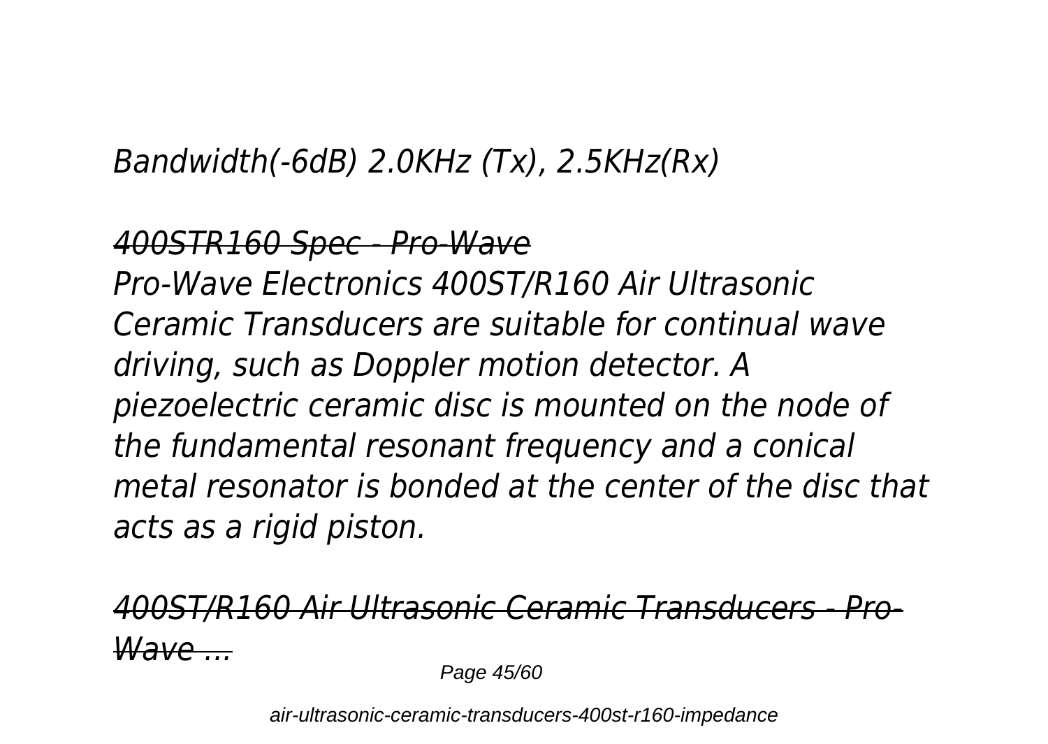*Bandwidth(-6dB) 2.0KHz (Tx), 2.5KHz(Rx)*

*400STR160 Spec - Pro-Wave*

*Pro-Wave Electronics 400ST/R160 Air Ultrasonic Ceramic Transducers are suitable for continual wave driving, such as Doppler motion detector. A piezoelectric ceramic disc is mounted on the node of the fundamental resonant frequency and a conical metal resonator is bonded at the center of the disc that acts as a rigid piston.*

*400ST/R160 Air Ultrasonic Ceramic Transducers - Pro-Wave ...*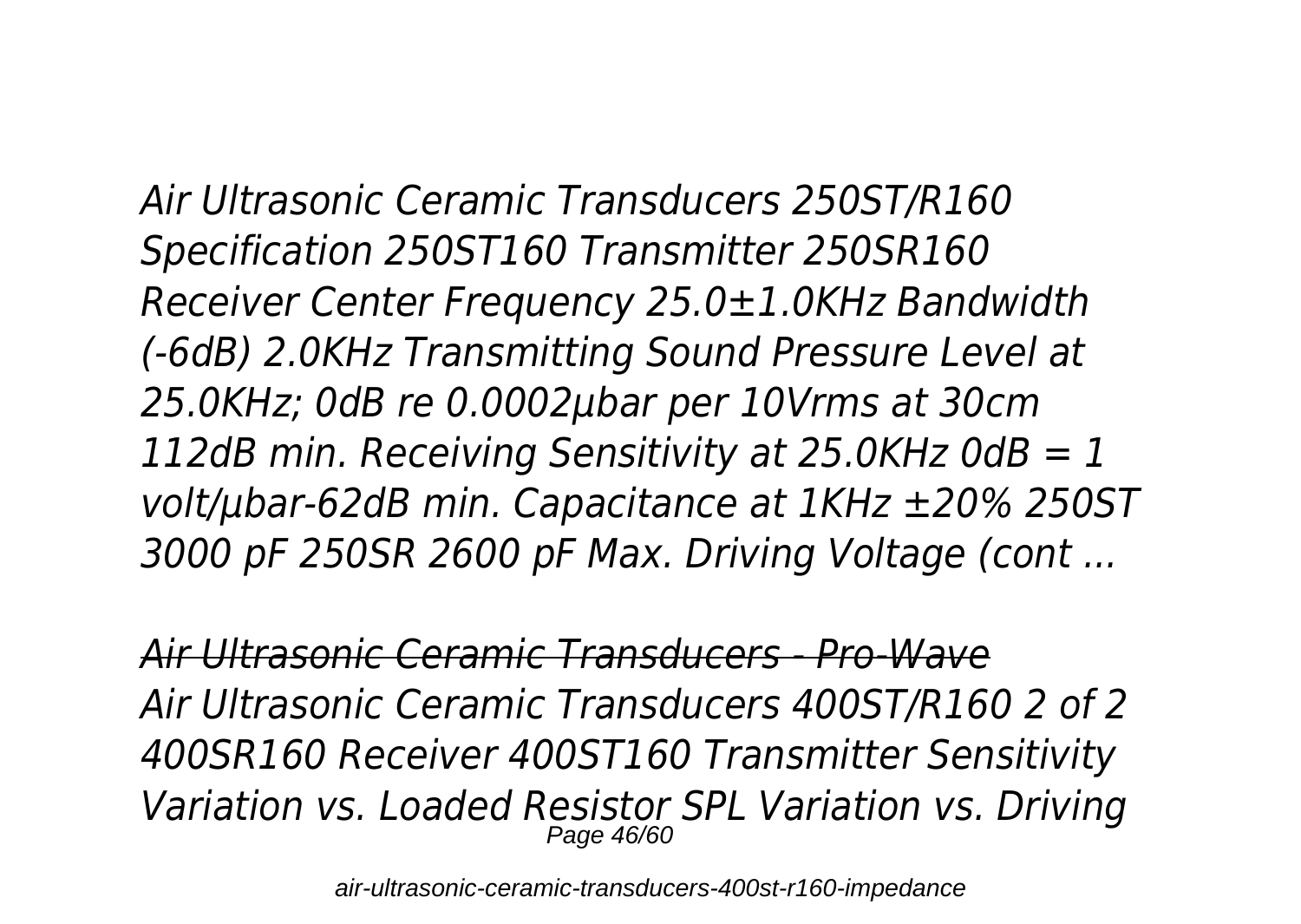*Air Ultrasonic Ceramic Transducers 250ST/R160 Specification 250ST160 Transmitter 250SR160 Receiver Center Frequency 25.0±1.0KHz Bandwidth (-6dB) 2.0KHz Transmitting Sound Pressure Level at 25.0KHz; 0dB re 0.0002µbar per 10Vrms at 30cm 112dB min. Receiving Sensitivity at 25.0KHz 0dB = 1 volt/µbar-62dB min. Capacitance at 1KHz ±20% 250ST 3000 pF 250SR 2600 pF Max. Driving Voltage (cont ...*

*Air Ultrasonic Ceramic Transducers - Pro-Wave*

*Air Ultrasonic Ceramic Transducers 400ST/R160 2 of 2 400SR160 Receiver 400ST160 Transmitter Sensitivity Variation vs. Loaded Resistor SPL Variation vs. Driving*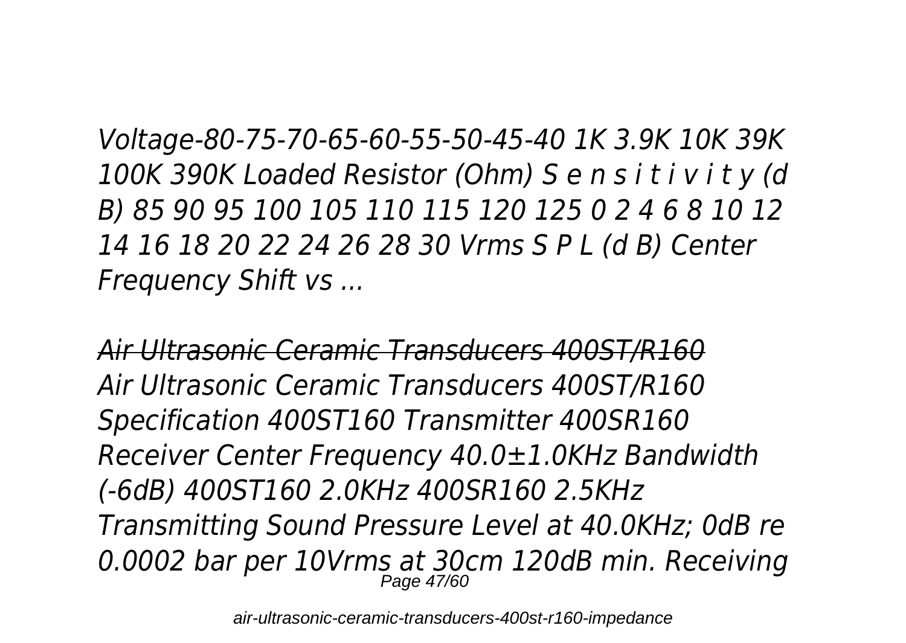*Voltage-80-75-70-65-60-55-50-45-40 1K 3.9K 10K 39K 100K 390K Loaded Resistor (Ohm) S e n s i t i v i t y (d B) 85 90 95 100 105 110 115 120 125 0 2 4 6 8 10 12 14 16 18 20 22 24 26 28 30 Vrms S P L (d B) Center Frequency Shift vs ...*

## *Air Ultrasonic Ceramic Transducers 400ST/R160*

*Air Ultrasonic Ceramic Transducers 400ST/R160 Specification 400ST160 Transmitter 400SR160 Receiver Center Frequency 40.0±1.0KHz Bandwidth (-6dB) 400ST160 2.0KHz 400SR160 2.5KHz Transmitting Sound Pressure Level at 40.0KHz; 0dB re 0.0002 bar per 10Vrms at 30cm 120dB min. Receiving*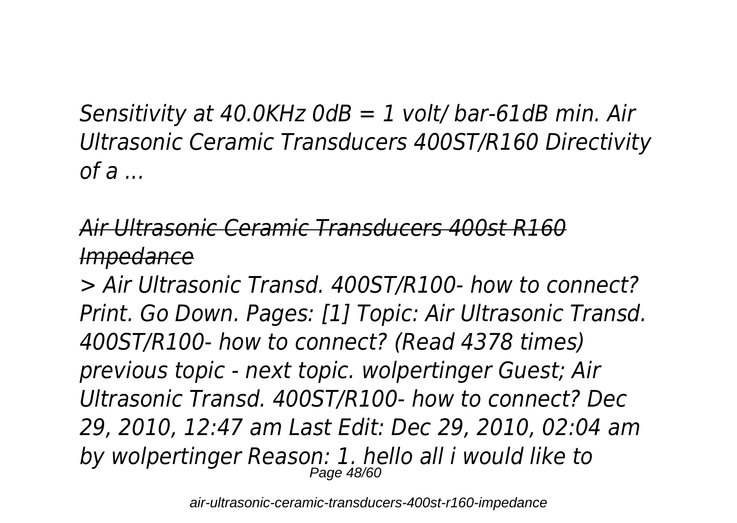*Sensitivity at 40.0KHz 0dB = 1 volt/ bar-61dB min. Air Ultrasonic Ceramic Transducers 400ST/R160 Directivity of a ...*

## *Air Ultrasonic Ceramic Transducers 400st R160 Impedance*

*> Air Ultrasonic Transd. 400ST/R100- how to connect? Print. Go Down. Pages: [1] Topic: Air Ultrasonic Transd. 400ST/R100- how to connect? (Read 4378 times) previous topic - next topic. wolpertinger Guest; Air Ultrasonic Transd. 400ST/R100- how to connect? Dec 29, 2010, 12:47 am Last Edit: Dec 29, 2010, 02:04 am by wolpertinger Reason: 1. hello all i would like to*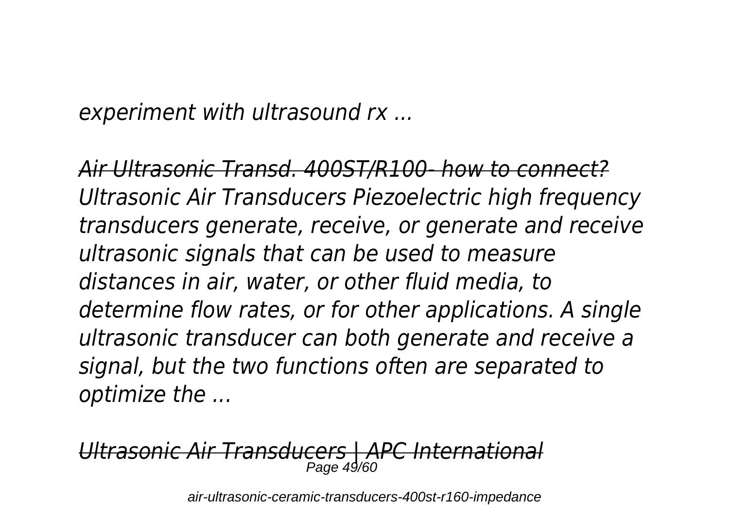*experiment with ultrasound rx ...*

~~*Air Ultrasonic Transd. 400ST/R100- how to connect?*~~
*Ultrasonic Air Transducers Piezoelectric high frequency transducers generate, receive, or generate and receive ultrasonic signals that can be used to measure distances in air, water, or other fluid media, to determine flow rates, or for other applications. A single ultrasonic transducer can both generate and receive a signal, but the two functions often are separated to optimize the ...*

~~*Ultrasonic Air Transducers | APC International*~~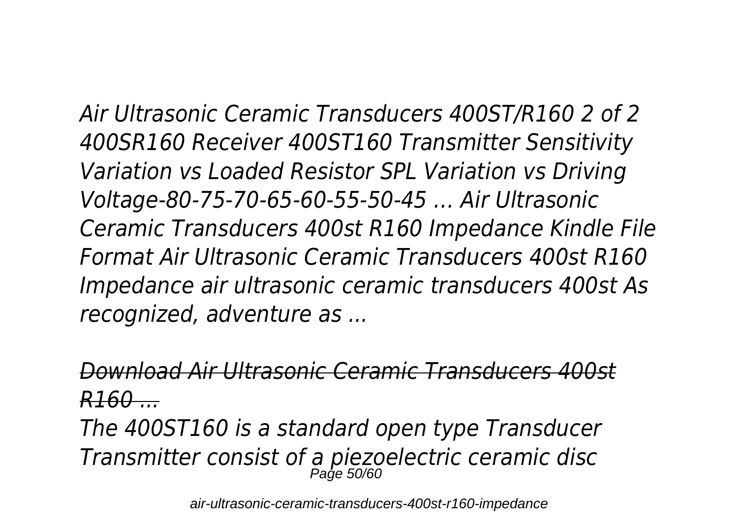*Air Ultrasonic Ceramic Transducers 400ST/R160 2 of 2 400SR160 Receiver 400ST160 Transmitter Sensitivity Variation vs Loaded Resistor SPL Variation vs Driving Voltage-80-75-70-65-60-55-50-45 … Air Ultrasonic Ceramic Transducers 400st R160 Impedance Kindle File Format Air Ultrasonic Ceramic Transducers 400st R160 Impedance air ultrasonic ceramic transducers 400st As recognized, adventure as ...*

## *Download Air Ultrasonic Ceramic Transducers 400st R160 ...*

*The 400ST160 is a standard open type Transducer Transmitter consist of a piezoelectric ceramic disc*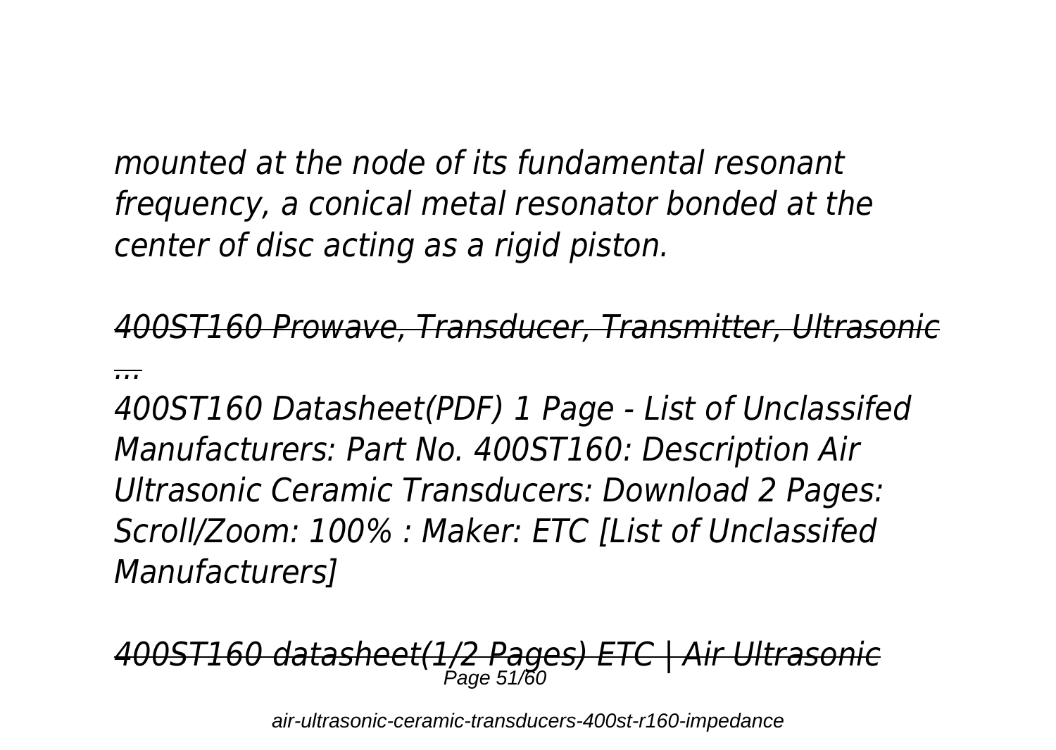*mounted at the node of its fundamental resonant frequency, a conical metal resonator bonded at the center of disc acting as a rigid piston.*

*400ST160 Prowave, Transducer, Transmitter, Ultrasonic ...*

*400ST160 Datasheet(PDF) 1 Page - List of Unclassifed Manufacturers: Part No. 400ST160: Description Air Ultrasonic Ceramic Transducers: Download 2 Pages: Scroll/Zoom: 100% : Maker: ETC [List of Unclassifed Manufacturers]*

*400ST160 datasheet(1/2 Pages) ETC | Air Ultrasonic*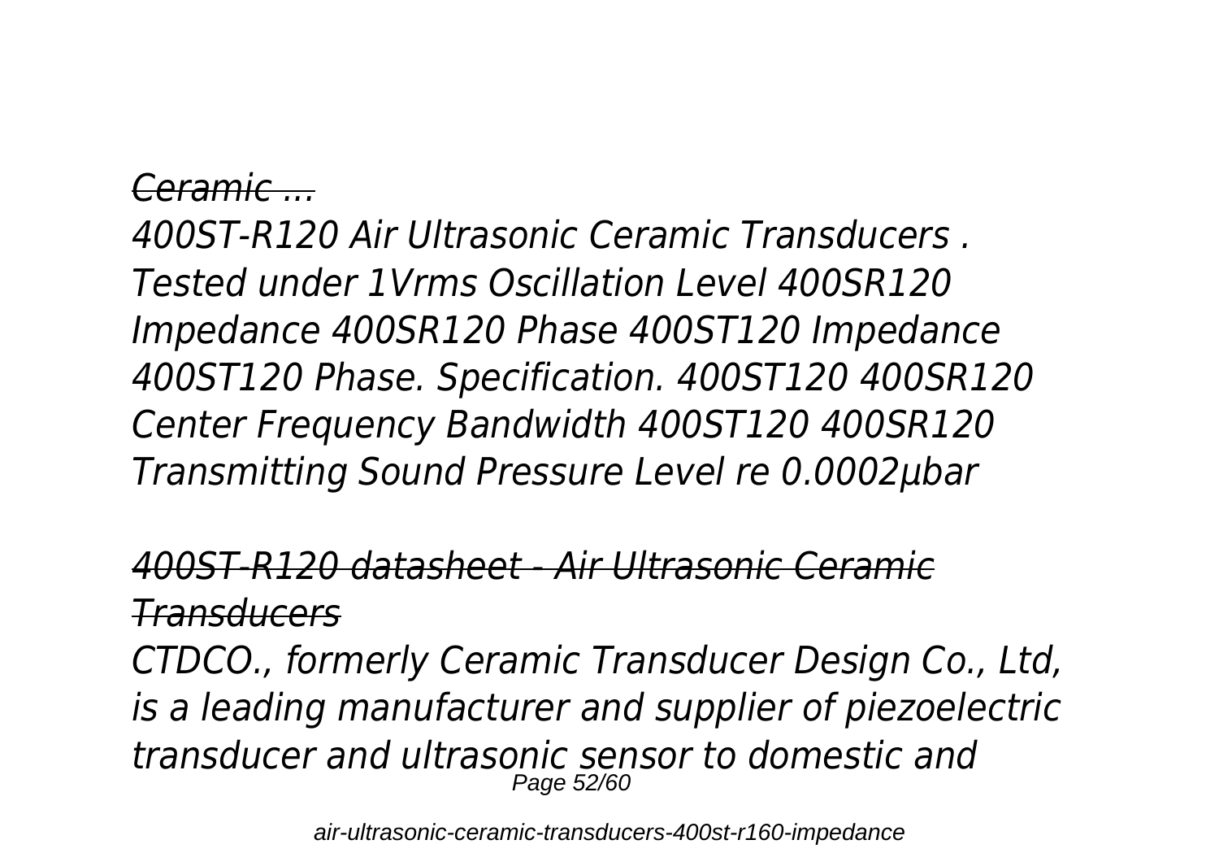*Ceramic ...*

*400ST-R120 Air Ultrasonic Ceramic Transducers . Tested under 1Vrms Oscillation Level 400SR120 Impedance 400SR120 Phase 400ST120 Impedance 400ST120 Phase. Specification. 400ST120 400SR120 Center Frequency Bandwidth 400ST120 400SR120 Transmitting Sound Pressure Level re 0.0002µbar*

## *400ST-R120 datasheet - Air Ultrasonic Ceramic Transducers*

*CTDCO., formerly Ceramic Transducer Design Co., Ltd, is a leading manufacturer and supplier of piezoelectric transducer and ultrasonic sensor to domestic and*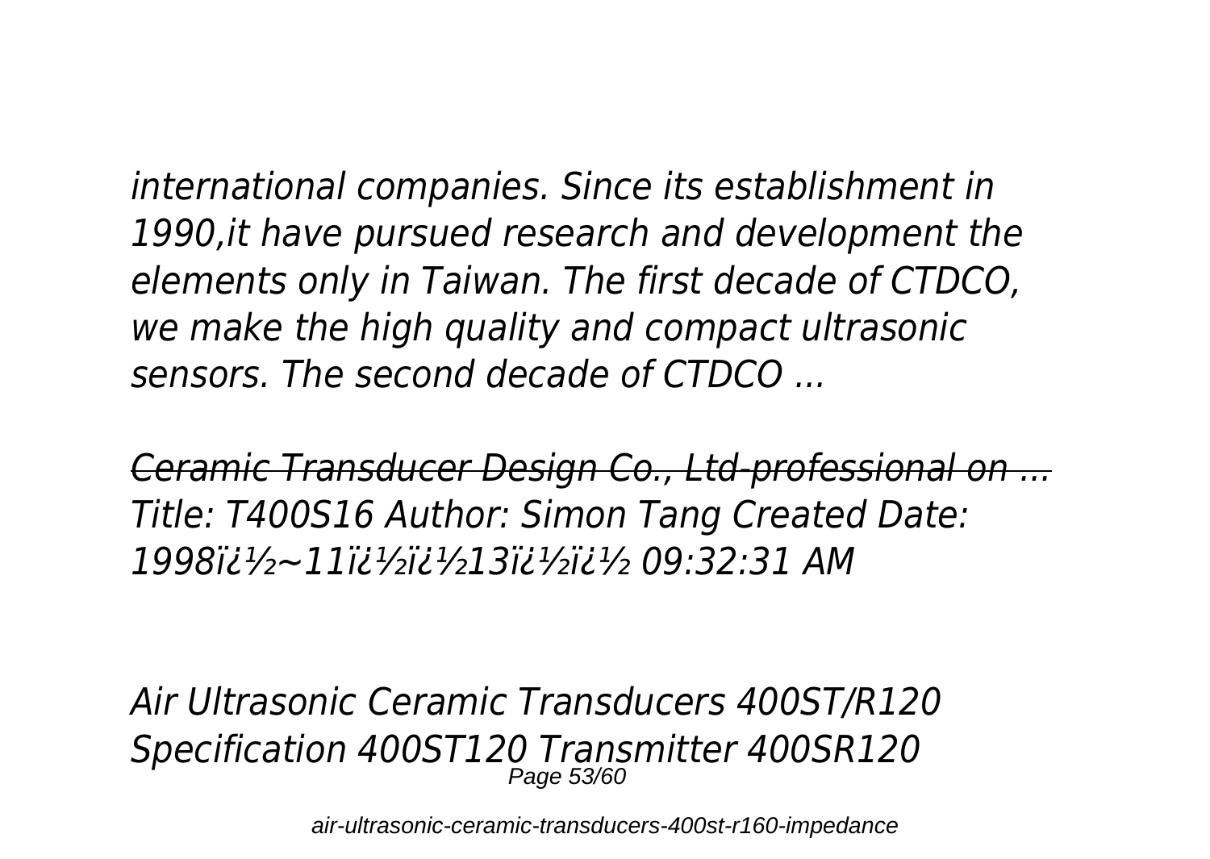*international companies. Since its establishment in 1990,it have pursued research and development the elements only in Taiwan. The first decade of CTDCO, we make the high quality and compact ultrasonic sensors. The second decade of CTDCO ...*

~~*Ceramic Transducer Design Co., Ltd-professional on ...*~~
*Title: T400S16 Author: Simon Tang Created Date: 1998ï¿½~11ï¿½ï¿½13ï¿½ï¿½ 09:32:31 AM*

*Air Ultrasonic Ceramic Transducers 400ST/R120 Specification 400ST120 Transmitter 400SR120*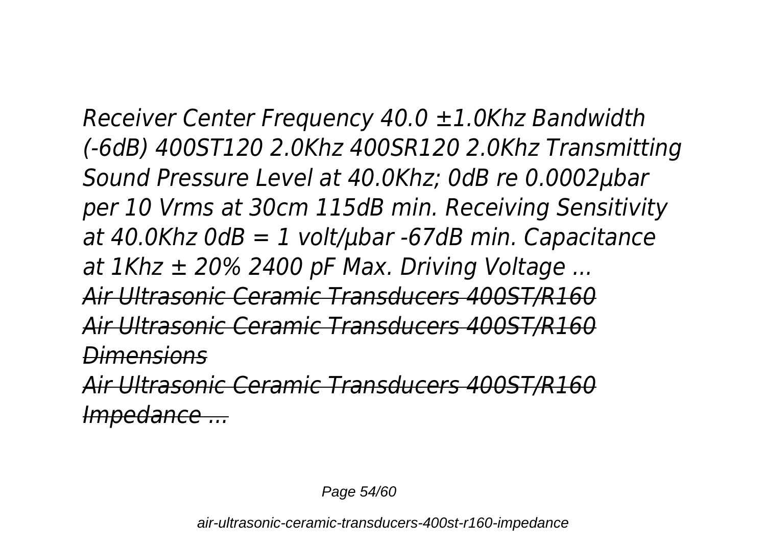*Receiver Center Frequency 40.0 ±1.0Khz Bandwidth (-6dB) 400ST120 2.0Khz 400SR120 2.0Khz Transmitting Sound Pressure Level at 40.0Khz; 0dB re 0.0002µbar per 10 Vrms at 30cm 115dB min. Receiving Sensitivity at 40.0Khz 0dB = 1 volt/µbar -67dB min. Capacitance at 1Khz ± 20% 2400 pF Max. Driving Voltage ...*

*~~Air Ultrasonic Ceramic Transducers 400ST/R160~~*

*~~Air Ultrasonic Ceramic Transducers 400ST/R160 Dimensions~~*

*~~Air Ultrasonic Ceramic Transducers 400ST/R160 Impedance ...~~*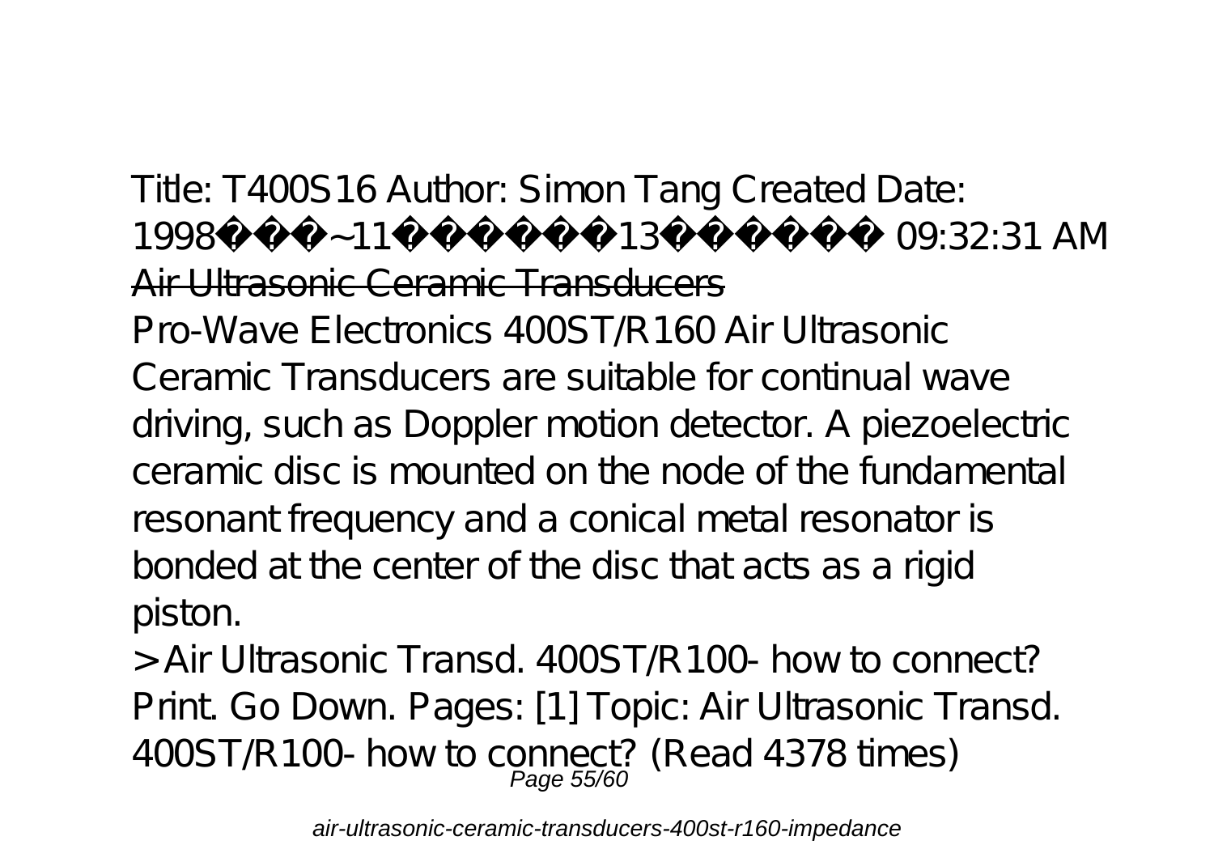Title: T400S16 Author: Simon Tang Created Date: 1998�~11�13� 09:32:31 AM

## Air Ultrasonic Ceramic Transducers

Pro-Wave Electronics 400ST/R160 Air Ultrasonic Ceramic Transducers are suitable for continual wave driving, such as Doppler motion detector. A piezoelectric ceramic disc is mounted on the node of the fundamental resonant frequency and a conical metal resonator is bonded at the center of the disc that acts as a rigid piston.

> Air Ultrasonic Transd. 400ST/R100- how to connect? Print. Go Down. Pages: [1] Topic: Air Ultrasonic Transd. 400ST/R100- how to connect? (Read 4378 times)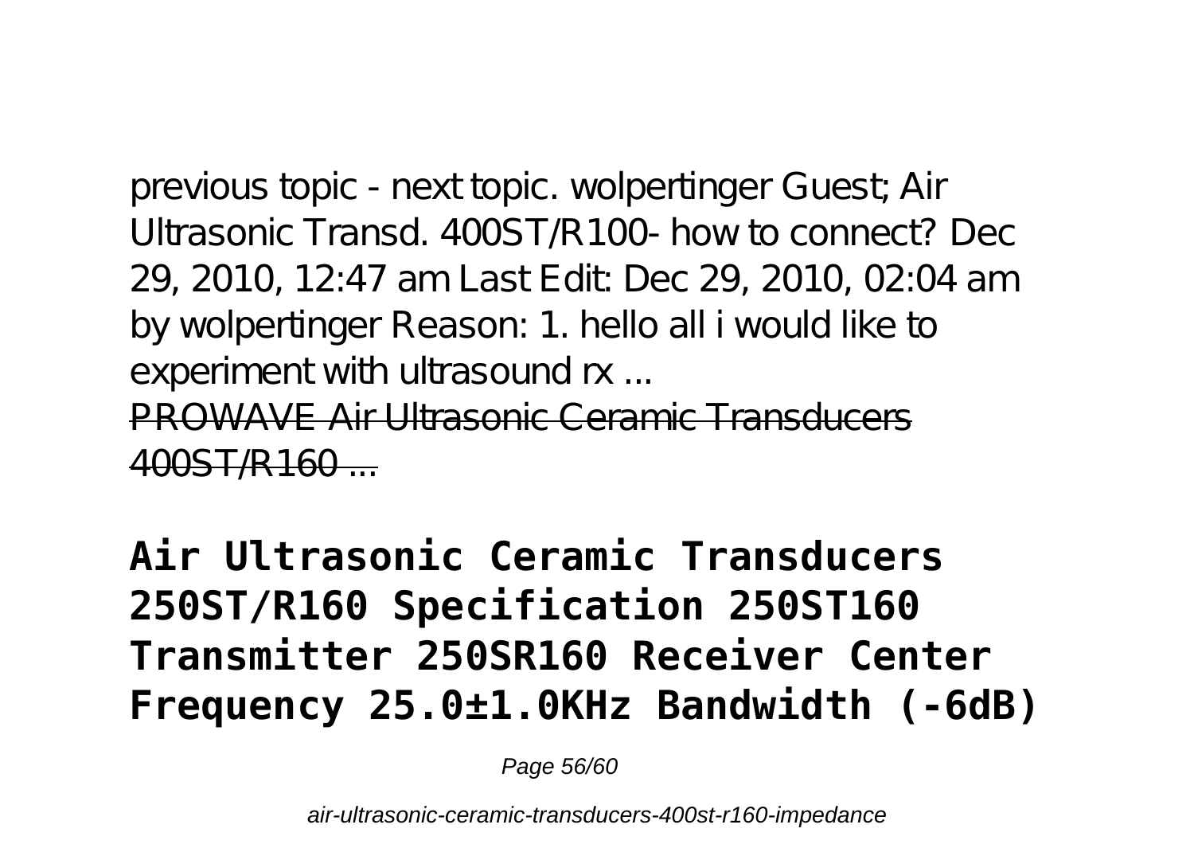previous topic - next topic. wolpertinger Guest; Air Ultrasonic Transd. 400ST/R100- how to connect? Dec 29, 2010, 12:47 am Last Edit: Dec 29, 2010, 02:04 am by wolpertinger Reason: 1. hello all i would like to experiment with ultrasound rx ...

PROWAVE Air Ultrasonic Ceramic Transducers 400ST/R160 ...

## Air Ultrasonic Ceramic Transducers 250ST/R160 Specification 250ST160 Transmitter 250SR160 Receiver Center Frequency 25.0±1.0KHz Bandwidth (-6dB)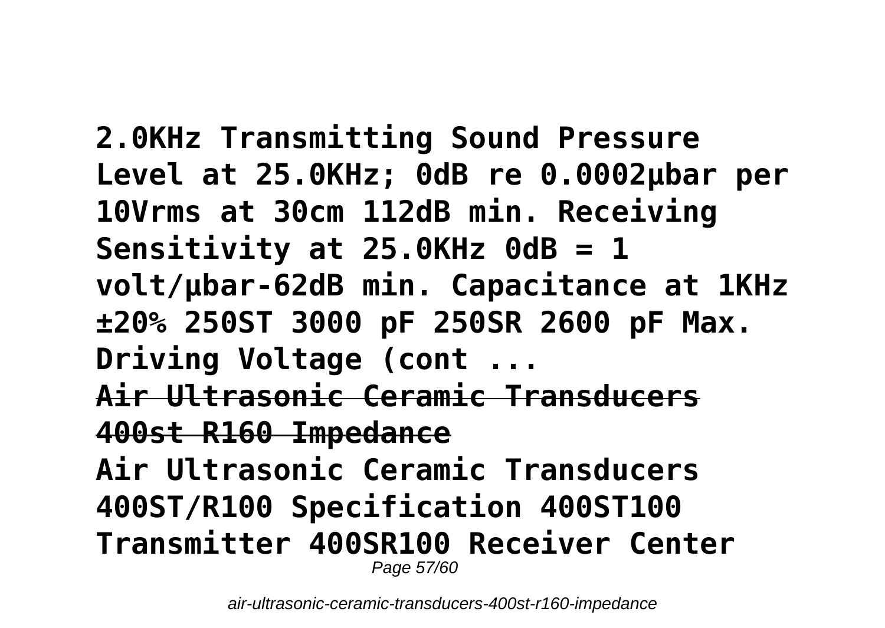**2.0KHz Transmitting Sound Pressure Level at 25.0KHz; 0dB re 0.0002µbar per 10Vrms at 30cm 112dB min. Receiving Sensitivity at 25.0KHz 0dB = 1 volt/µbar-62dB min. Capacitance at 1KHz ±20% 250ST 3000 pF 250SR 2600 pF Max. Driving Voltage (cont ...**

## Air Ultrasonic Ceramic Transducers 400st R160 Impedance

**Air Ultrasonic Ceramic Transducers 400ST/R100 Specification 400ST100 Transmitter 400SR100 Receiver Center**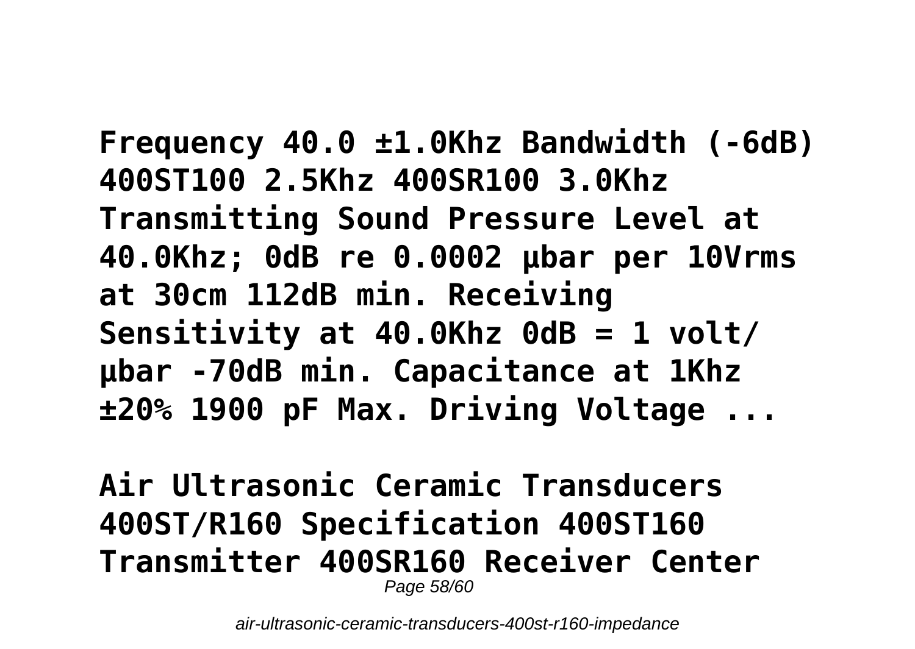**Frequency 40.0 ±1.0Khz Bandwidth (-6dB) 400ST100 2.5Khz 400SR100 3.0Khz Transmitting Sound Pressure Level at 40.0Khz; 0dB re 0.0002 µbar per 10Vrms at 30cm 112dB min. Receiving Sensitivity at 40.0Khz 0dB = 1 volt/ µbar -70dB min. Capacitance at 1Khz ±20% 1900 pF Max. Driving Voltage ...**

**Air Ultrasonic Ceramic Transducers 400ST/R160 Specification 400ST160 Transmitter 400SR160 Receiver Center**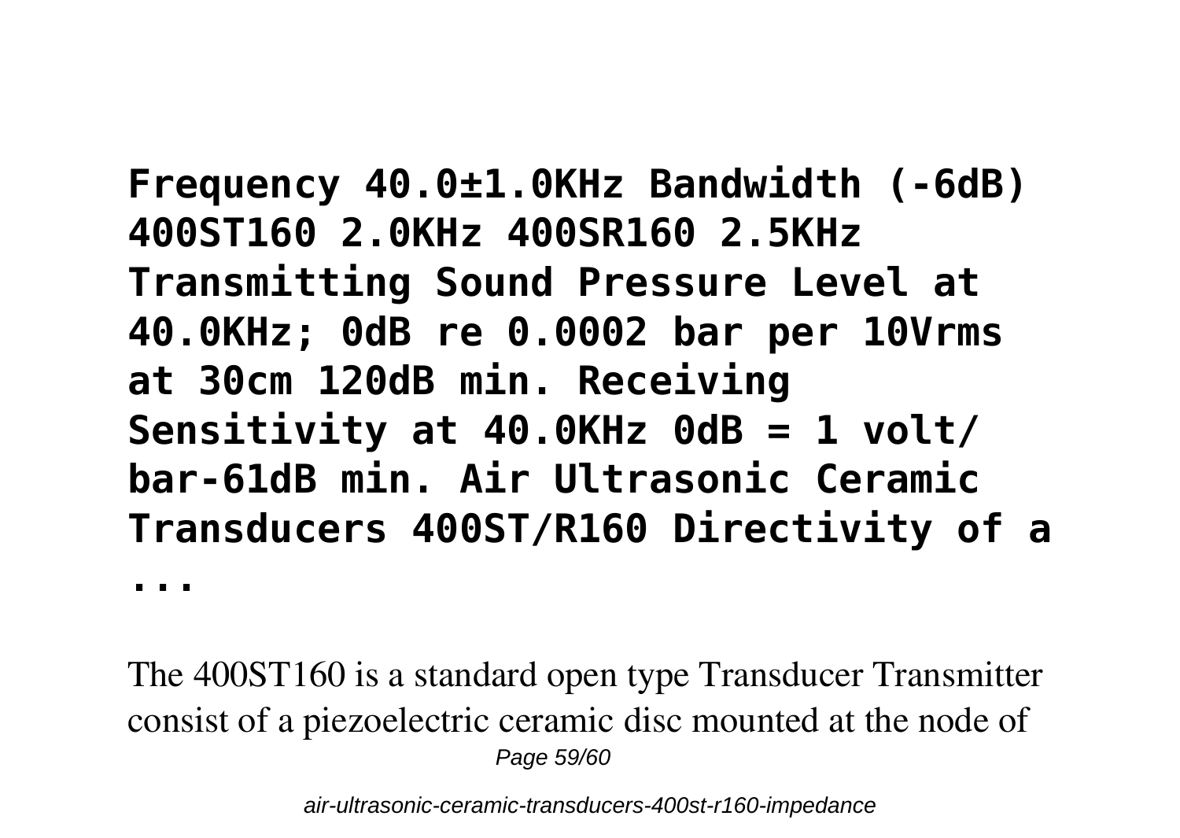**Frequency 40.0±1.0KHz Bandwidth (-6dB) 400ST160 2.0KHz 400SR160 2.5KHz Transmitting Sound Pressure Level at 40.0KHz; 0dB re 0.0002 bar per 10Vrms at 30cm 120dB min. Receiving Sensitivity at 40.0KHz 0dB = 1 volt/ bar-61dB min. Air Ultrasonic Ceramic Transducers 400ST/R160 Directivity of a ...**

The 400ST160 is a standard open type Transducer Transmitter consist of a piezoelectric ceramic disc mounted at the node of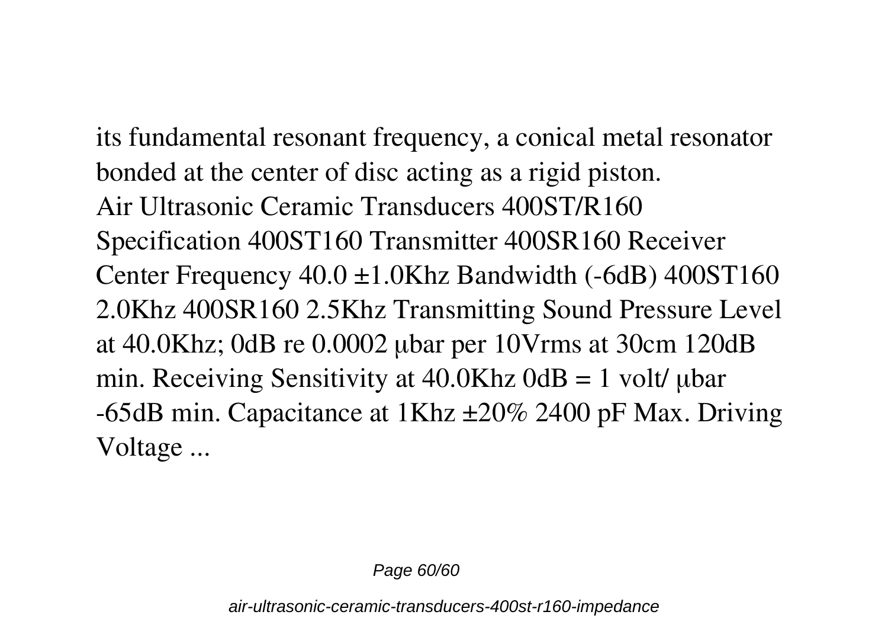its fundamental resonant frequency, a conical metal resonator bonded at the center of disc acting as a rigid piston.
Air Ultrasonic Ceramic Transducers 400ST/R160 Specification 400ST160 Transmitter 400SR160 Receiver Center Frequency 40.0 ±1.0Khz Bandwidth (-6dB) 400ST160 2.0Khz 400SR160 2.5Khz Transmitting Sound Pressure Level at 40.0Khz; 0dB re 0.0002 µbar per 10Vrms at 30cm 120dB min. Receiving Sensitivity at 40.0Khz 0dB = 1 volt/ µbar -65dB min. Capacitance at 1Khz ±20% 2400 pF Max. Driving Voltage ...